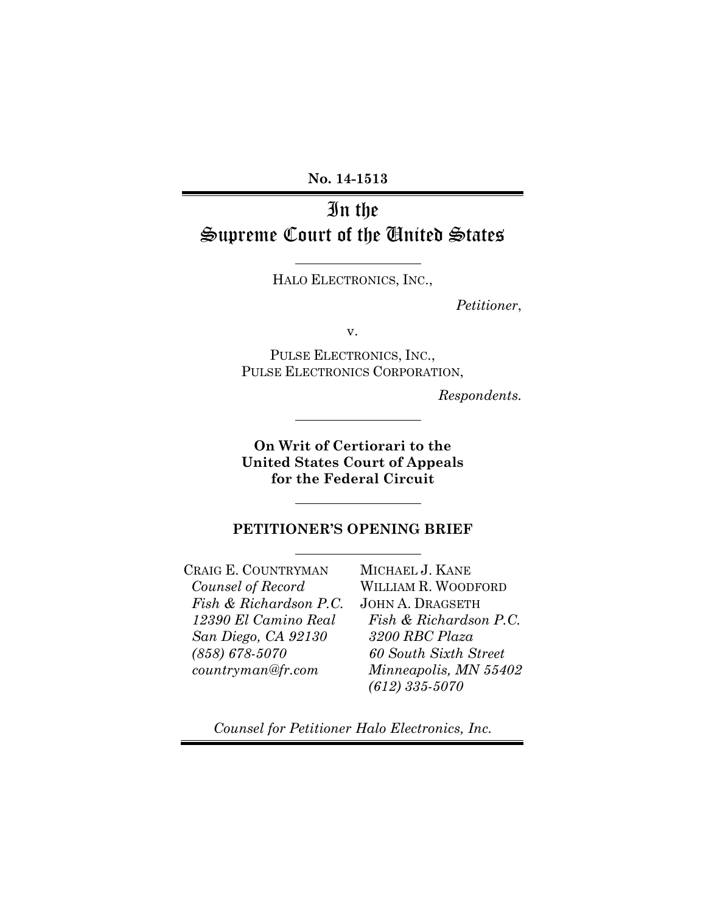**No. 14-1513**

# In the Supreme Court of the United States

HALO ELECTRONICS, INC.,

*Petitioner*,

v.

PULSE ELECTRONICS, INC.,
PULSE ELECTRONICS CORPORATION,

*Respondents.*

**On Writ of Certiorari to the United States Court of Appeals for the Federal Circuit**

## PETITIONER'S OPENING BRIEF

CRAIG E. COUNTRYMAN
*Counsel of Record*
*Fish & Richardson P.C.*
*12390 El Camino Real*
*San Diego, CA 92130*
*(858) 678-5070*
*countryman@fr.com*

MICHAEL J. KANE
WILLIAM R. WOODFORD
JOHN A. DRAGSETH
*Fish & Richardson P.C.*
*3200 RBC Plaza*
*60 South Sixth Street*
*Minneapolis, MN 55402*
*(612) 335-5070*

*Counsel for Petitioner Halo Electronics, Inc.*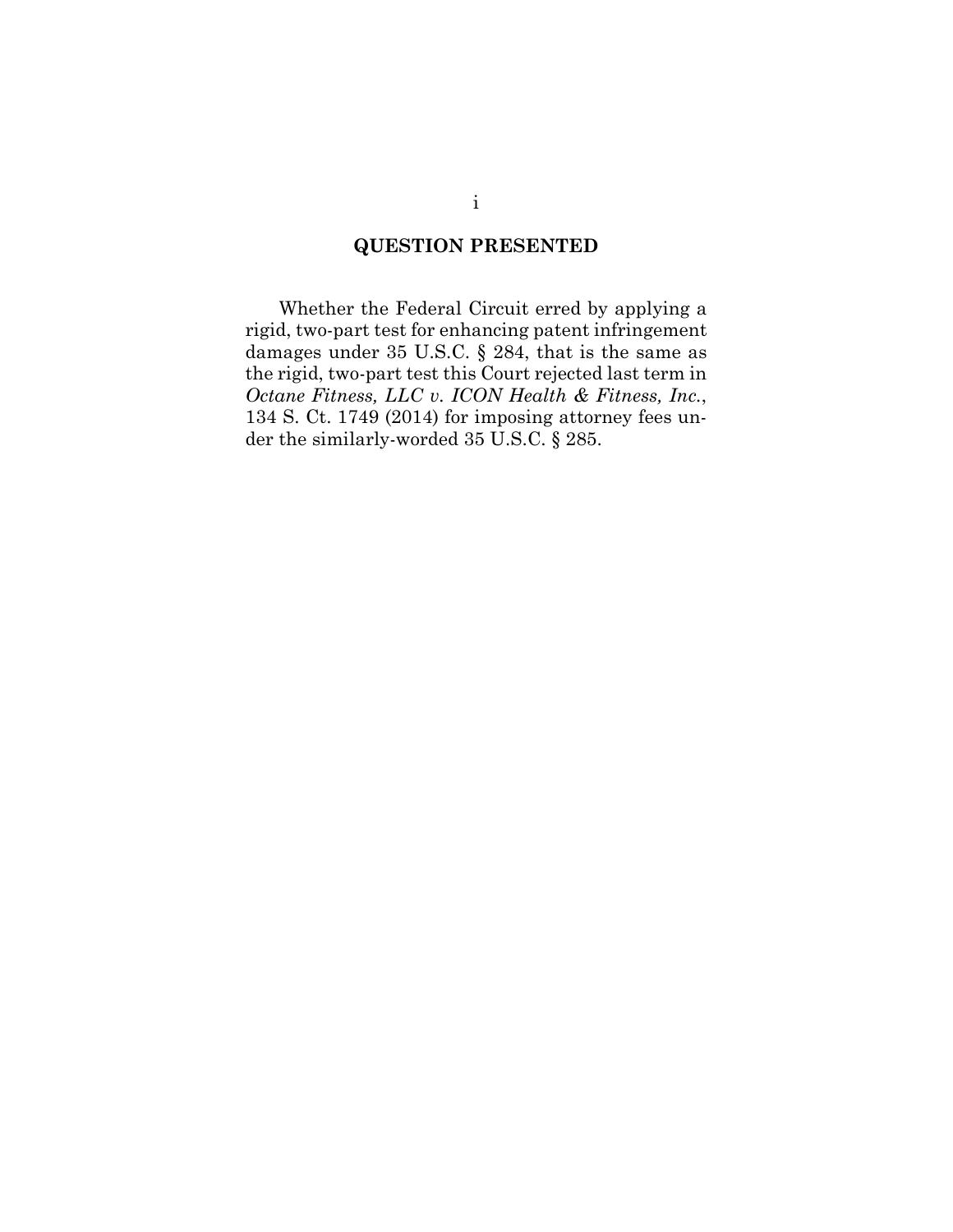## QUESTION PRESENTED

Whether the Federal Circuit erred by applying a rigid, two-part test for enhancing patent infringement damages under 35 U.S.C. § 284, that is the same as the rigid, two-part test this Court rejected last term in *Octane Fitness, LLC v. ICON Health & Fitness, Inc.*, 134 S. Ct. 1749 (2014) for imposing attorney fees under the similarly-worded 35 U.S.C. § 285.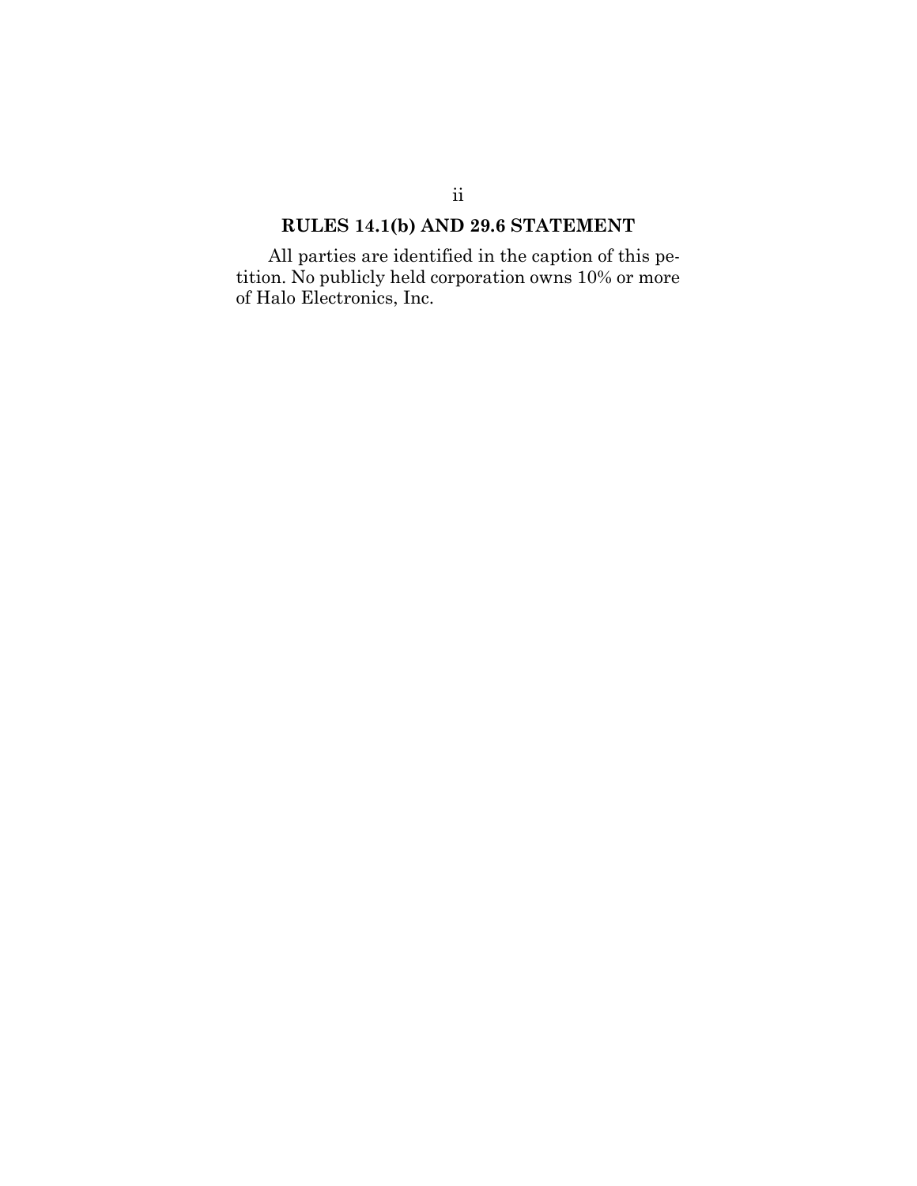## RULES 14.1(b) AND 29.6 STATEMENT

All parties are identified in the caption of this petition. No publicly held corporation owns 10% or more of Halo Electronics, Inc.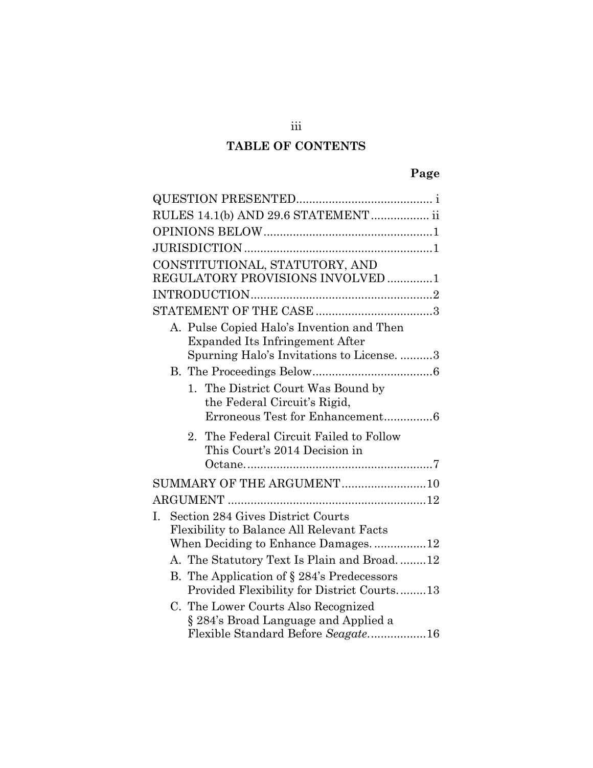# TABLE OF CONTENTS

| | Page |
|---|---|
| QUESTION PRESENTED | i |
| RULES 14.1(b) AND 29.6 STATEMENT | ii |
| OPINIONS BELOW | 1 |
| JURISDICTION | 1 |
| CONSTITUTIONAL, STATUTORY, AND REGULATORY PROVISIONS INVOLVED | 1 |
| INTRODUCTION | 2 |
| STATEMENT OF THE CASE | 3 |
| A. Pulse Copied Halo's Invention and Then Expanded Its Infringement After Spurning Halo's Invitations to License. | 3 |
| B. The Proceedings Below | 6 |
| 1. The District Court Was Bound by the Federal Circuit's Rigid, Erroneous Test for Enhancement | 6 |
| 2. The Federal Circuit Failed to Follow This Court's 2014 Decision in Octane. | 7 |
| SUMMARY OF THE ARGUMENT | 10 |
| ARGUMENT | 12 |
| I. Section 284 Gives District Courts Flexibility to Balance All Relevant Facts When Deciding to Enhance Damages. | 12 |
| A. The Statutory Text Is Plain and Broad. | 12 |
| B. The Application of § 284's Predecessors Provided Flexibility for District Courts. | 13 |
| C. The Lower Courts Also Recognized § 284's Broad Language and Applied a Flexible Standard Before *Seagate*. | 16 |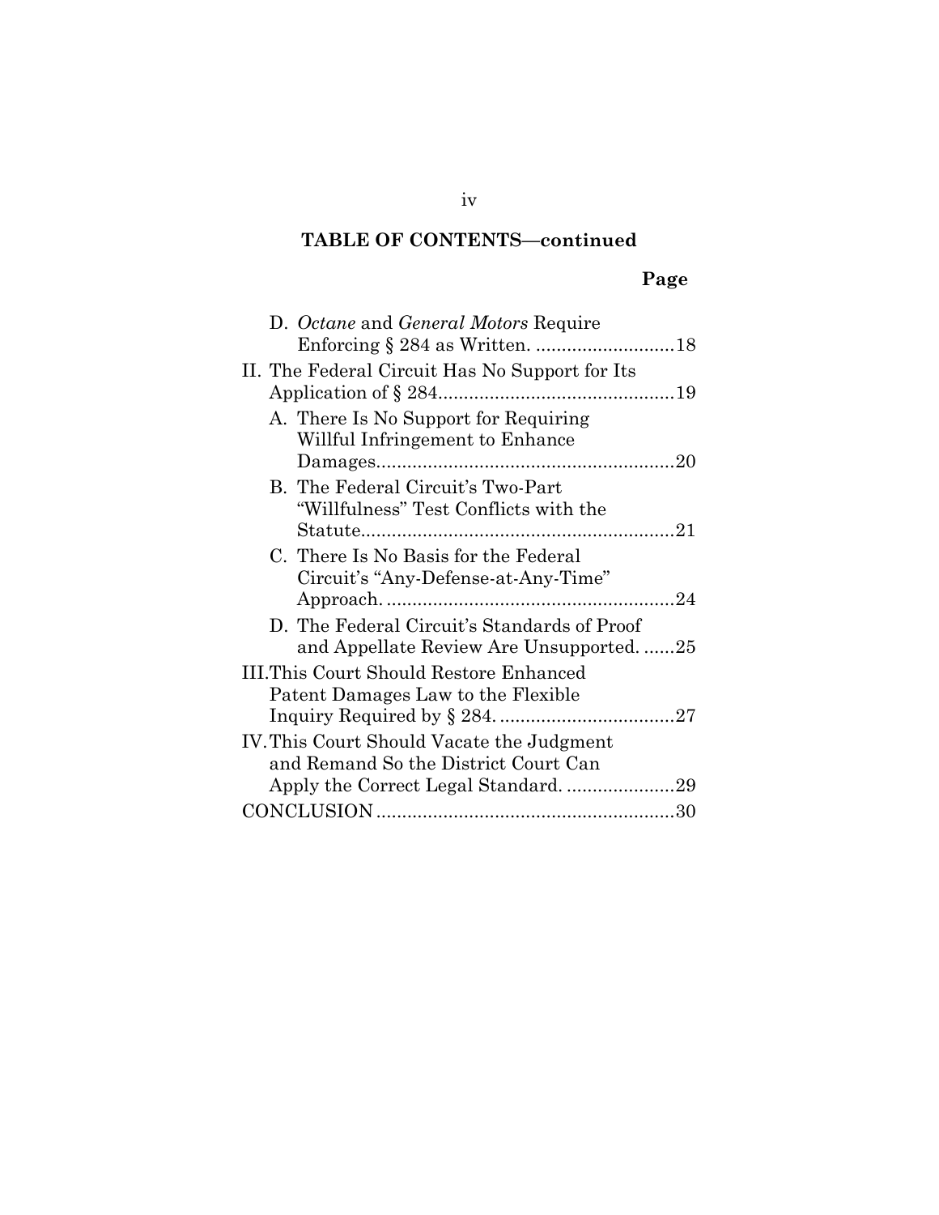## TABLE OF CONTENTS—continued

| | Page |
|---|---|
| D. *Octane* and *General Motors* Require Enforcing § 284 as Written. | 18 |
| II. The Federal Circuit Has No Support for Its Application of § 284 | 19 |
| A. There Is No Support for Requiring Willful Infringement to Enhance Damages | 20 |
| B. The Federal Circuit's Two-Part "Willfulness" Test Conflicts with the Statute | 21 |
| C. There Is No Basis for the Federal Circuit's "Any-Defense-at-Any-Time" Approach. | 24 |
| D. The Federal Circuit's Standards of Proof and Appellate Review Are Unsupported. | 25 |
| III. This Court Should Restore Enhanced Patent Damages Law to the Flexible Inquiry Required by § 284. | 27 |
| IV. This Court Should Vacate the Judgment and Remand So the District Court Can Apply the Correct Legal Standard. | 29 |
| CONCLUSION | 30 |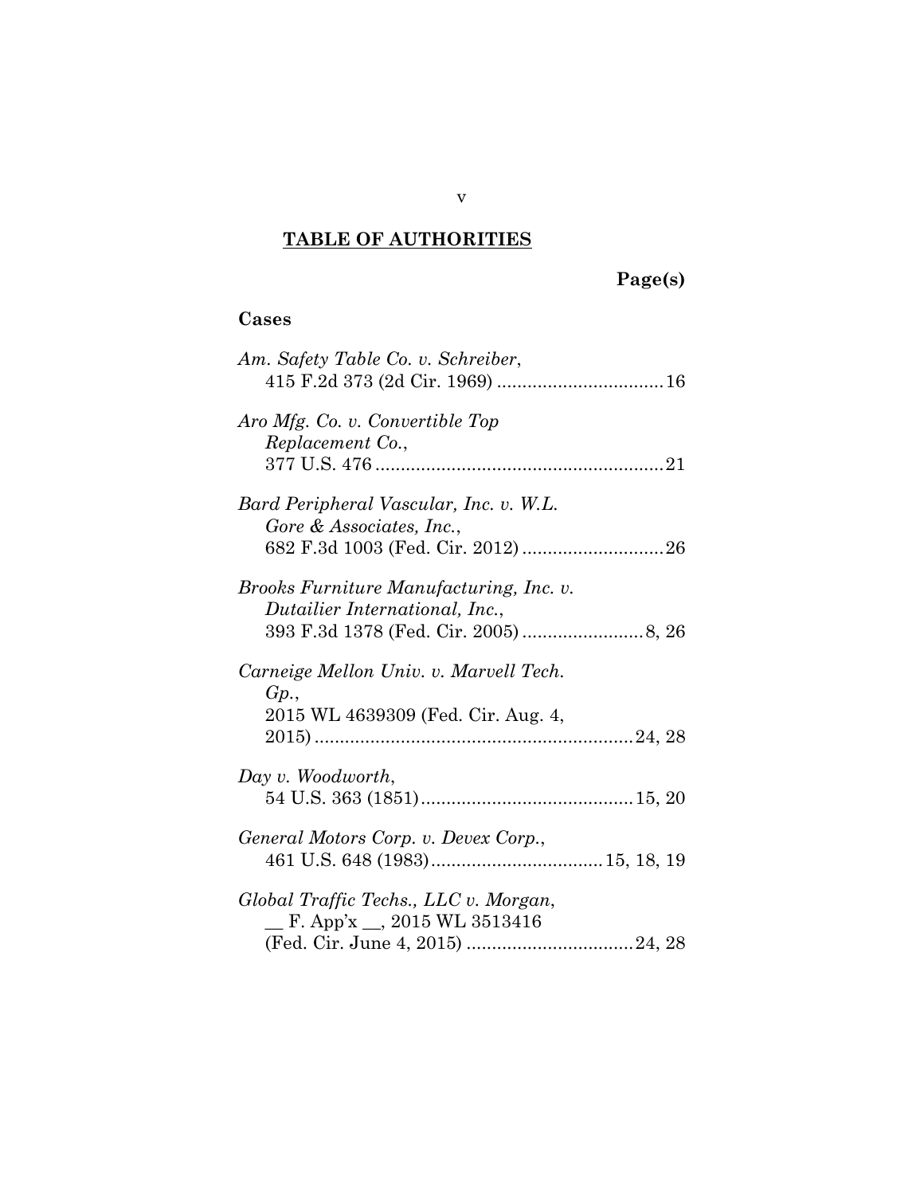## TABLE OF AUTHORITIES

**Page(s)**

### Cases

*Am. Safety Table Co. v. Schreiber*, 415 F.2d 373 (2d Cir. 1969) ................................ 16

*Aro Mfg. Co. v. Convertible Top Replacement Co.*, 377 U.S. 476 ........................................................ 21

*Bard Peripheral Vascular, Inc. v. W.L. Gore & Associates, Inc.*, 682 F.3d 1003 (Fed. Cir. 2012) ............................ 26

*Brooks Furniture Manufacturing, Inc. v. Dutailier International, Inc.*, 393 F.3d 1378 (Fed. Cir. 2005) ........................ 8, 26

*Carneige Mellon Univ. v. Marvell Tech. Gp.*, 2015 WL 4639309 (Fed. Cir. Aug. 4, 2015) ............................................................... 24, 28

*Day v. Woodworth*, 54 U.S. 363 (1851) .......................................... 15, 20

*General Motors Corp. v. Devex Corp.*, 461 U.S. 648 (1983) .................................. 15, 18, 19

*Global Traffic Techs., LLC v. Morgan*, __ F. App'x __, 2015 WL 3513416 (Fed. Cir. June 4, 2015) ................................. 24, 28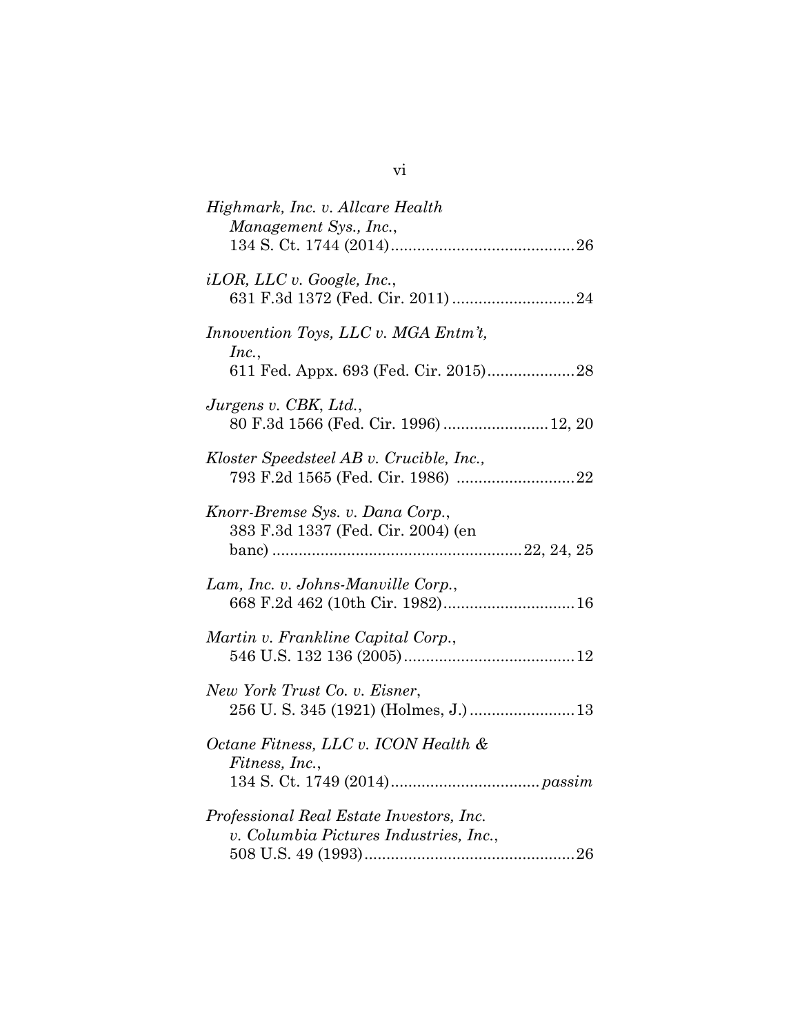*Highmark, Inc. v. Allcare Health Management Sys., Inc.*,
134 S. Ct. 1744 (2014) .......................................... 26

*iLOR, LLC v. Google, Inc.*,
631 F.3d 1372 (Fed. Cir. 2011) ............................ 24

*Innovention Toys, LLC v. MGA Entm't, Inc.*,
611 Fed. Appx. 693 (Fed. Cir. 2015).................... 28

*Jurgens v. CBK, Ltd.*,
80 F.3d 1566 (Fed. Cir. 1996) ........................ 12, 20

*Kloster Speedsteel AB v. Crucible, Inc.*,
793 F.2d 1565 (Fed. Cir. 1986) ........................... 22

*Knorr-Bremse Sys. v. Dana Corp.*,
383 F.3d 1337 (Fed. Cir. 2004) (en banc) ......................................................... 22, 24, 25

*Lam, Inc. v. Johns-Manville Corp.*,
668 F.2d 462 (10th Cir. 1982).............................. 16

*Martin v. Frankline Capital Corp.*,
546 U.S. 132 136 (2005)....................................... 12

*New York Trust Co. v. Eisner*,
256 U. S. 345 (1921) (Holmes, J.) ........................ 13

*Octane Fitness, LLC v. ICON Health & Fitness, Inc.*,
134 S. Ct. 1749 (2014).................................. *passim*

*Professional Real Estate Investors, Inc. v. Columbia Pictures Industries, Inc.*,
508 U.S. 49 (1993)................................................ 26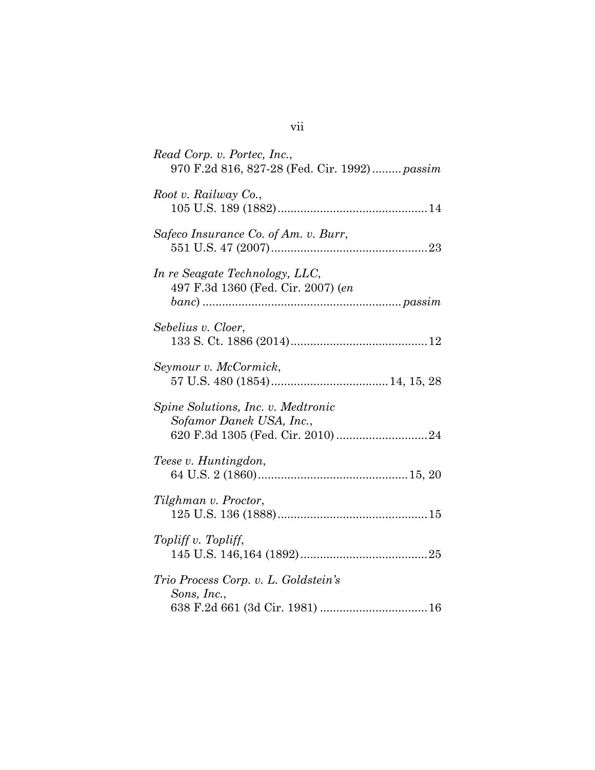*Read Corp. v. Portec, Inc.*,
970 F.2d 816, 827-28 (Fed. Cir. 1992) ......... *passim*

*Root v. Railway Co.*,
105 U.S. 189 (1882) ............................................. 14

*Safeco Insurance Co. of Am. v. Burr*,
551 U.S. 47 (2007) ............................................... 23

*In re Seagate Technology, LLC*,
497 F.3d 1360 (Fed. Cir. 2007) (*en banc*) ........................................................... *passim*

*Sebelius v. Cloer*,
133 S. Ct. 1886 (2014) .......................................... 12

*Seymour v. McCormick*,
57 U.S. 480 (1854) ................................... 14, 15, 28

*Spine Solutions, Inc. v. Medtronic Sofamor Danek USA, Inc.*,
620 F.3d 1305 (Fed. Cir. 2010) ............................ 24

*Teese v. Huntingdon*,
64 U.S. 2 (1860) ............................................. 15, 20

*Tilghman v. Proctor*,
125 U.S. 136 (1888) ............................................. 15

*Topliff v. Topliff*,
145 U.S. 146,164 (1892) ....................................... 25

*Trio Process Corp. v. L. Goldstein's Sons, Inc.*,
638 F.2d 661 (3d Cir. 1981) ................................. 16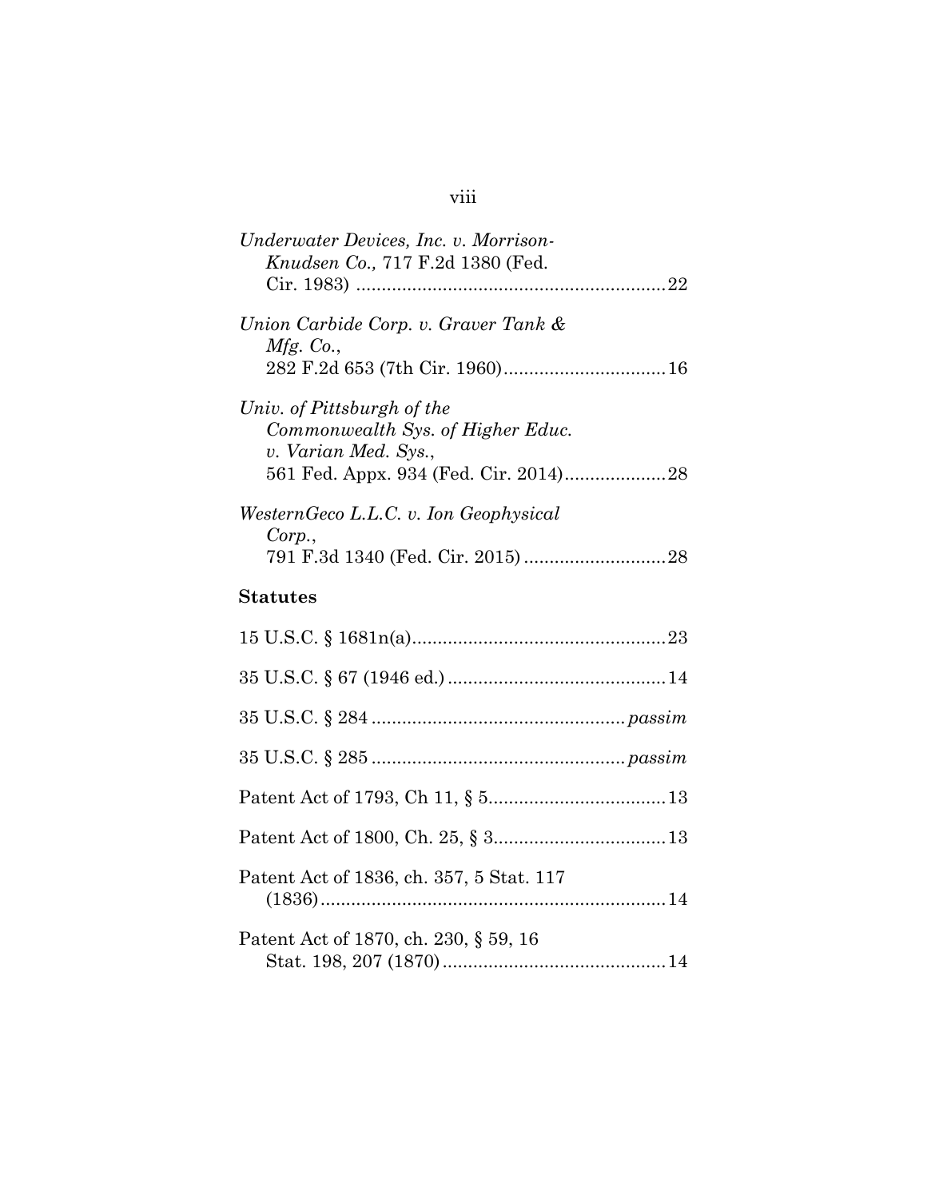*Underwater Devices, Inc. v. Morrison-Knudsen Co.,* 717 F.2d 1380 (Fed. Cir. 1983) ............................................................22

*Union Carbide Corp. v. Graver Tank & Mfg. Co.*, 282 F.2d 653 (7th Cir. 1960)...............................16

*Univ. of Pittsburgh of the Commonwealth Sys. of Higher Educ. v. Varian Med. Sys.*, 561 Fed. Appx. 934 (Fed. Cir. 2014)...................28

*WesternGeco L.L.C. v. Ion Geophysical Corp.*, 791 F.3d 1340 (Fed. Cir. 2015)...........................28

**Statutes**

15 U.S.C. § 1681n(a)..................................................23

35 U.S.C. § 67 (1946 ed.)..........................................14

35 U.S.C. § 284 ................................................*passim*

35 U.S.C. § 285 ................................................*passim*

Patent Act of 1793, Ch 11, § 5..................................13

Patent Act of 1800, Ch. 25, § 3.................................13

Patent Act of 1836, ch. 357, 5 Stat. 117 (1836)...................................................................14

Patent Act of 1870, ch. 230, § 59, 16 Stat. 198, 207 (1870)...........................................14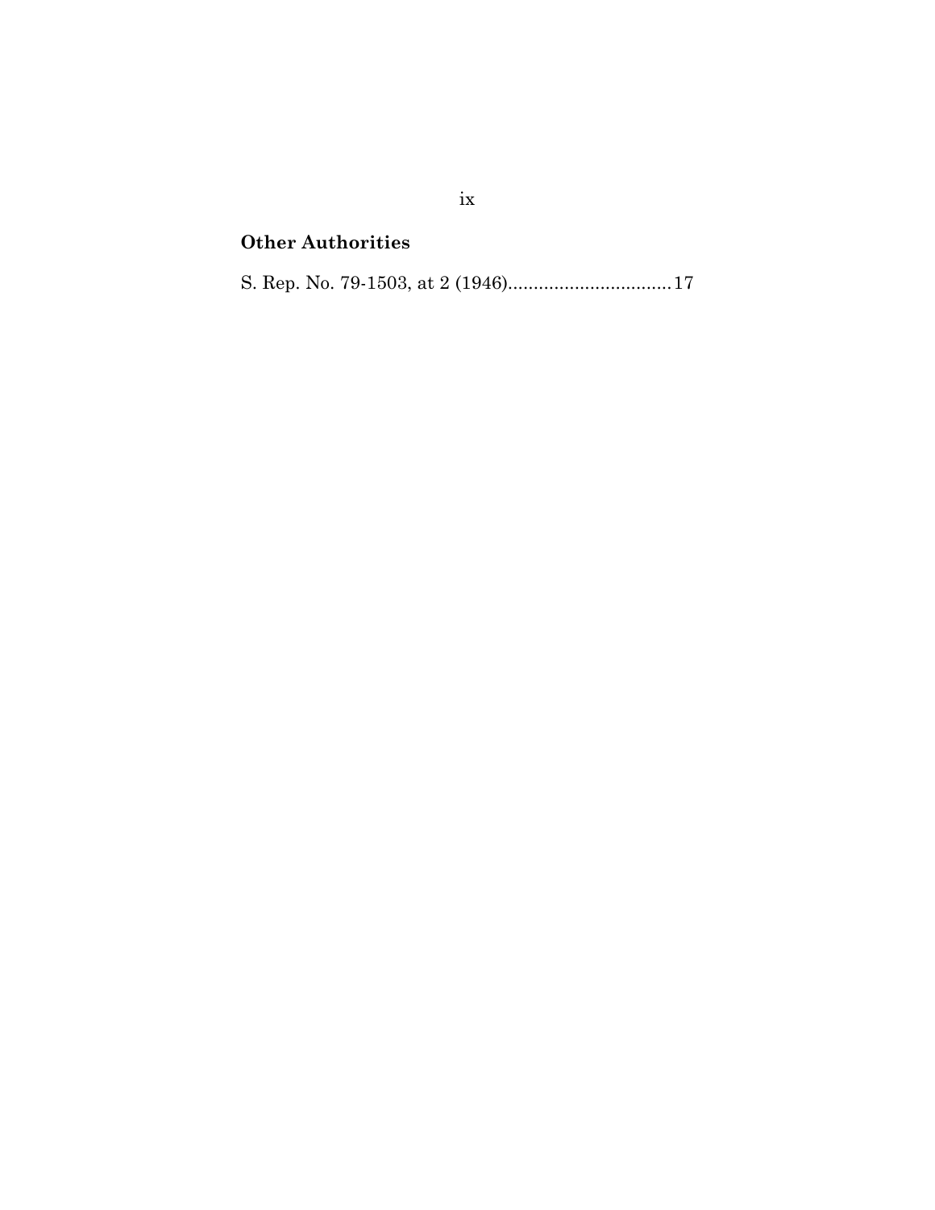**Other Authorities**

S. Rep. No. 79-1503, at 2 (1946)................................17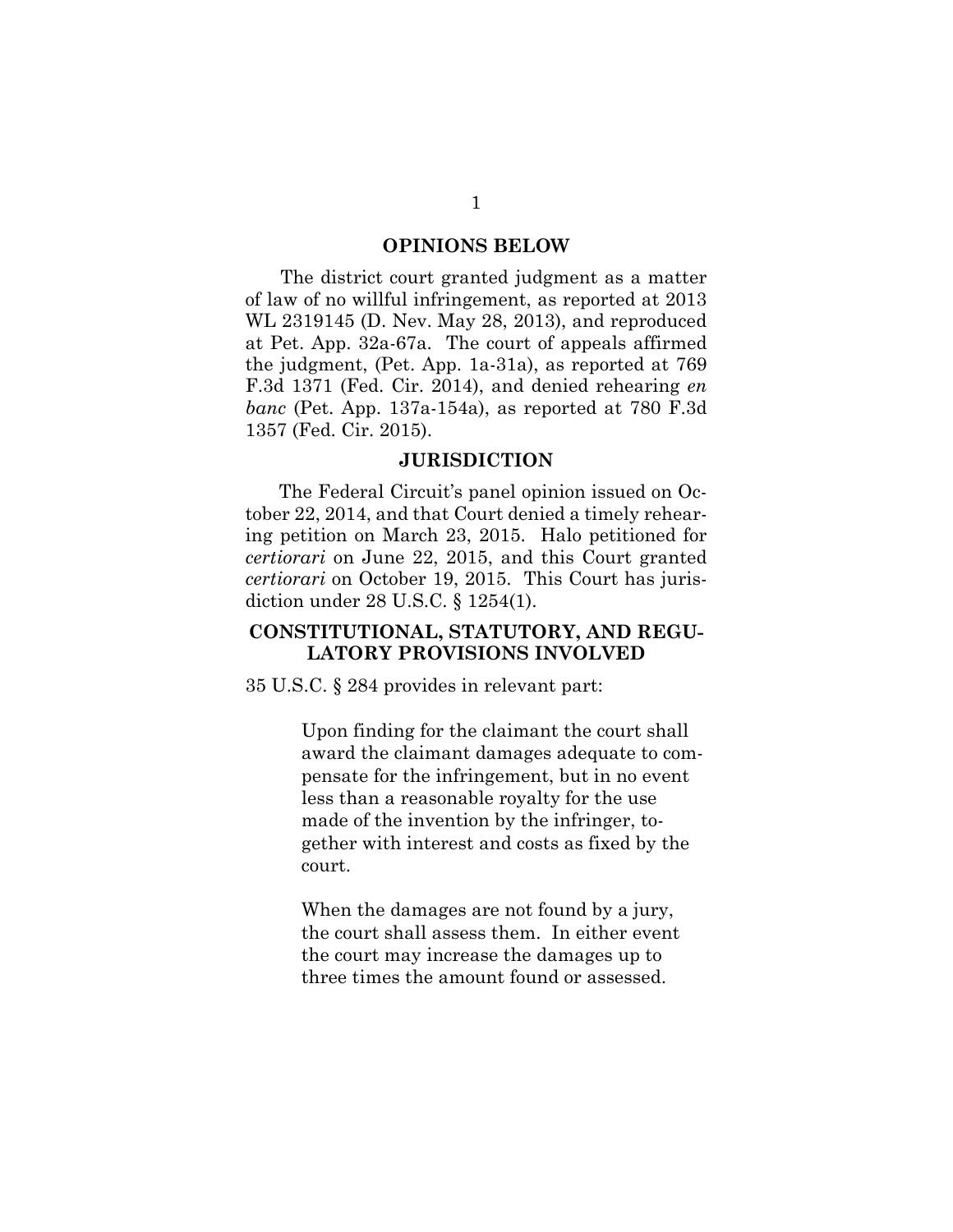## OPINIONS BELOW

The district court granted judgment as a matter of law of no willful infringement, as reported at 2013 WL 2319145 (D. Nev. May 28, 2013), and reproduced at Pet. App. 32a-67a. The court of appeals affirmed the judgment, (Pet. App. 1a-31a), as reported at 769 F.3d 1371 (Fed. Cir. 2014), and denied rehearing *en banc* (Pet. App. 137a-154a), as reported at 780 F.3d 1357 (Fed. Cir. 2015).

## JURISDICTION

The Federal Circuit's panel opinion issued on October 22, 2014, and that Court denied a timely rehearing petition on March 23, 2015. Halo petitioned for *certiorari* on June 22, 2015, and this Court granted *certiorari* on October 19, 2015. This Court has jurisdiction under 28 U.S.C. § 1254(1).

## CONSTITUTIONAL, STATUTORY, AND REGULATORY PROVISIONS INVOLVED

35 U.S.C. § 284 provides in relevant part:

> Upon finding for the claimant the court shall award the claimant damages adequate to compensate for the infringement, but in no event less than a reasonable royalty for the use made of the invention by the infringer, together with interest and costs as fixed by the court.
>
> When the damages are not found by a jury, the court shall assess them. In either event the court may increase the damages up to three times the amount found or assessed.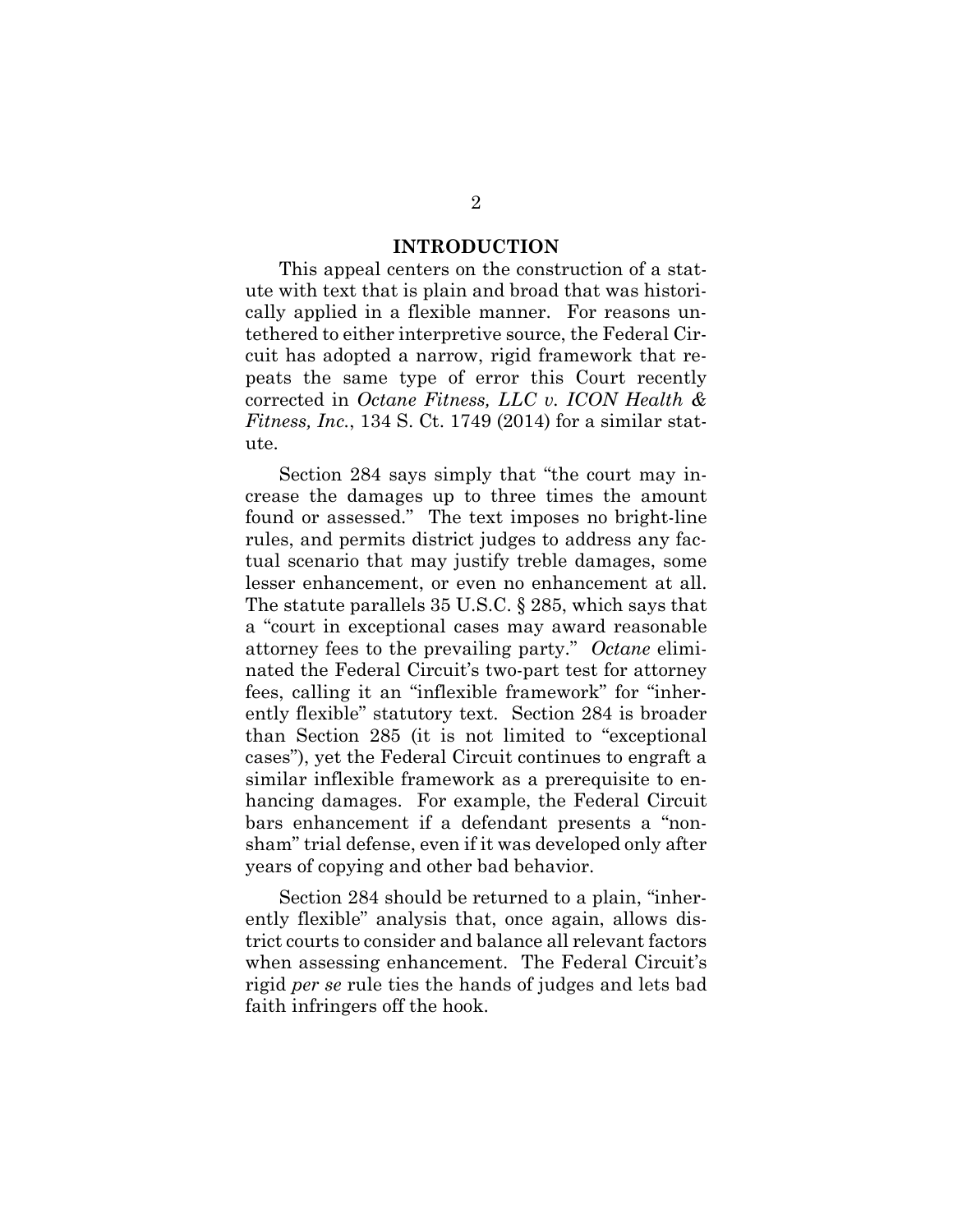## INTRODUCTION

This appeal centers on the construction of a statute with text that is plain and broad that was historically applied in a flexible manner. For reasons untethered to either interpretive source, the Federal Circuit has adopted a narrow, rigid framework that repeats the same type of error this Court recently corrected in *Octane Fitness, LLC v. ICON Health & Fitness, Inc.*, 134 S. Ct. 1749 (2014) for a similar statute.

Section 284 says simply that "the court may increase the damages up to three times the amount found or assessed." The text imposes no bright-line rules, and permits district judges to address any factual scenario that may justify treble damages, some lesser enhancement, or even no enhancement at all. The statute parallels 35 U.S.C. § 285, which says that a "court in exceptional cases may award reasonable attorney fees to the prevailing party." *Octane* eliminated the Federal Circuit's two-part test for attorney fees, calling it an "inflexible framework" for "inherently flexible" statutory text. Section 284 is broader than Section 285 (it is not limited to "exceptional cases"), yet the Federal Circuit continues to engraft a similar inflexible framework as a prerequisite to enhancing damages. For example, the Federal Circuit bars enhancement if a defendant presents a "non-sham" trial defense, even if it was developed only after years of copying and other bad behavior.

Section 284 should be returned to a plain, "inherently flexible" analysis that, once again, allows district courts to consider and balance all relevant factors when assessing enhancement. The Federal Circuit's rigid *per se* rule ties the hands of judges and lets bad faith infringers off the hook.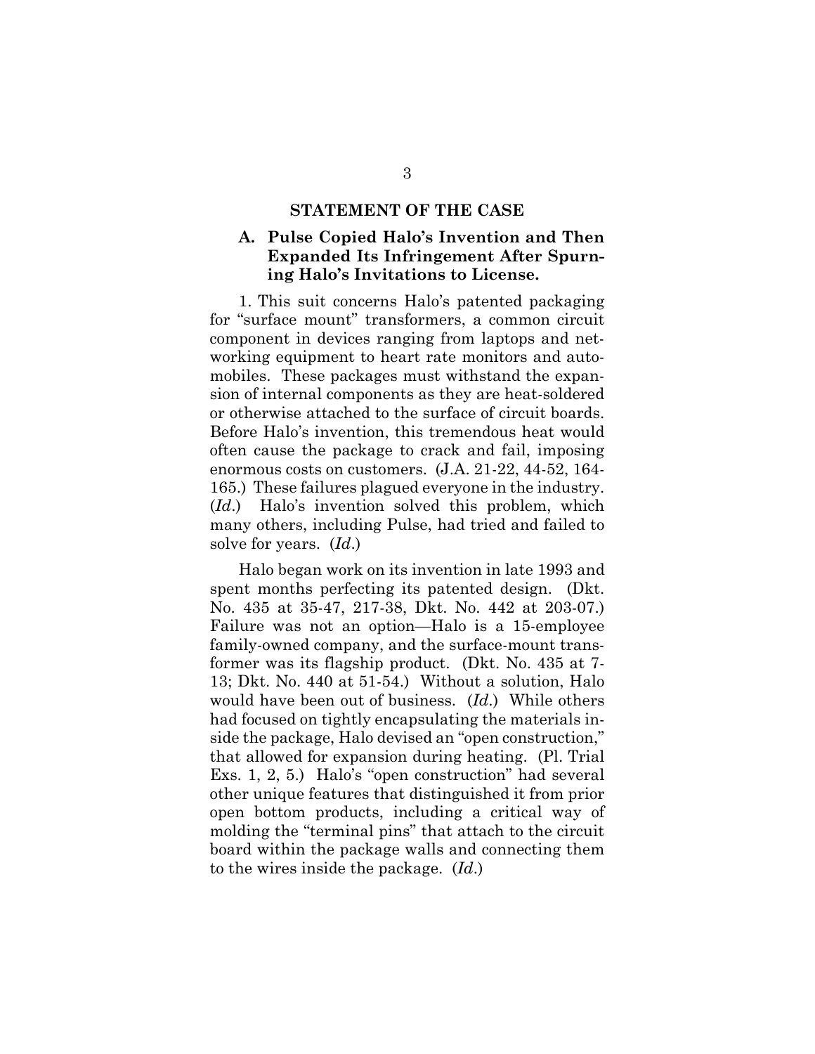## STATEMENT OF THE CASE

### A. Pulse Copied Halo's Invention and Then Expanded Its Infringement After Spurning Halo's Invitations to License.

1. This suit concerns Halo's patented packaging for "surface mount" transformers, a common circuit component in devices ranging from laptops and networking equipment to heart rate monitors and automobiles. These packages must withstand the expansion of internal components as they are heat-soldered or otherwise attached to the surface of circuit boards. Before Halo's invention, this tremendous heat would often cause the package to crack and fail, imposing enormous costs on customers. (J.A. 21-22, 44-52, 164-165.) These failures plagued everyone in the industry. (*Id*.) Halo's invention solved this problem, which many others, including Pulse, had tried and failed to solve for years. (*Id*.)

Halo began work on its invention in late 1993 and spent months perfecting its patented design. (Dkt. No. 435 at 35-47, 217-38, Dkt. No. 442 at 203-07.) Failure was not an option—Halo is a 15-employee family-owned company, and the surface-mount transformer was its flagship product. (Dkt. No. 435 at 7-13; Dkt. No. 440 at 51-54.) Without a solution, Halo would have been out of business. (*Id*.) While others had focused on tightly encapsulating the materials inside the package, Halo devised an "open construction," that allowed for expansion during heating. (Pl. Trial Exs. 1, 2, 5.) Halo's "open construction" had several other unique features that distinguished it from prior open bottom products, including a critical way of molding the "terminal pins" that attach to the circuit board within the package walls and connecting them to the wires inside the package. (*Id*.)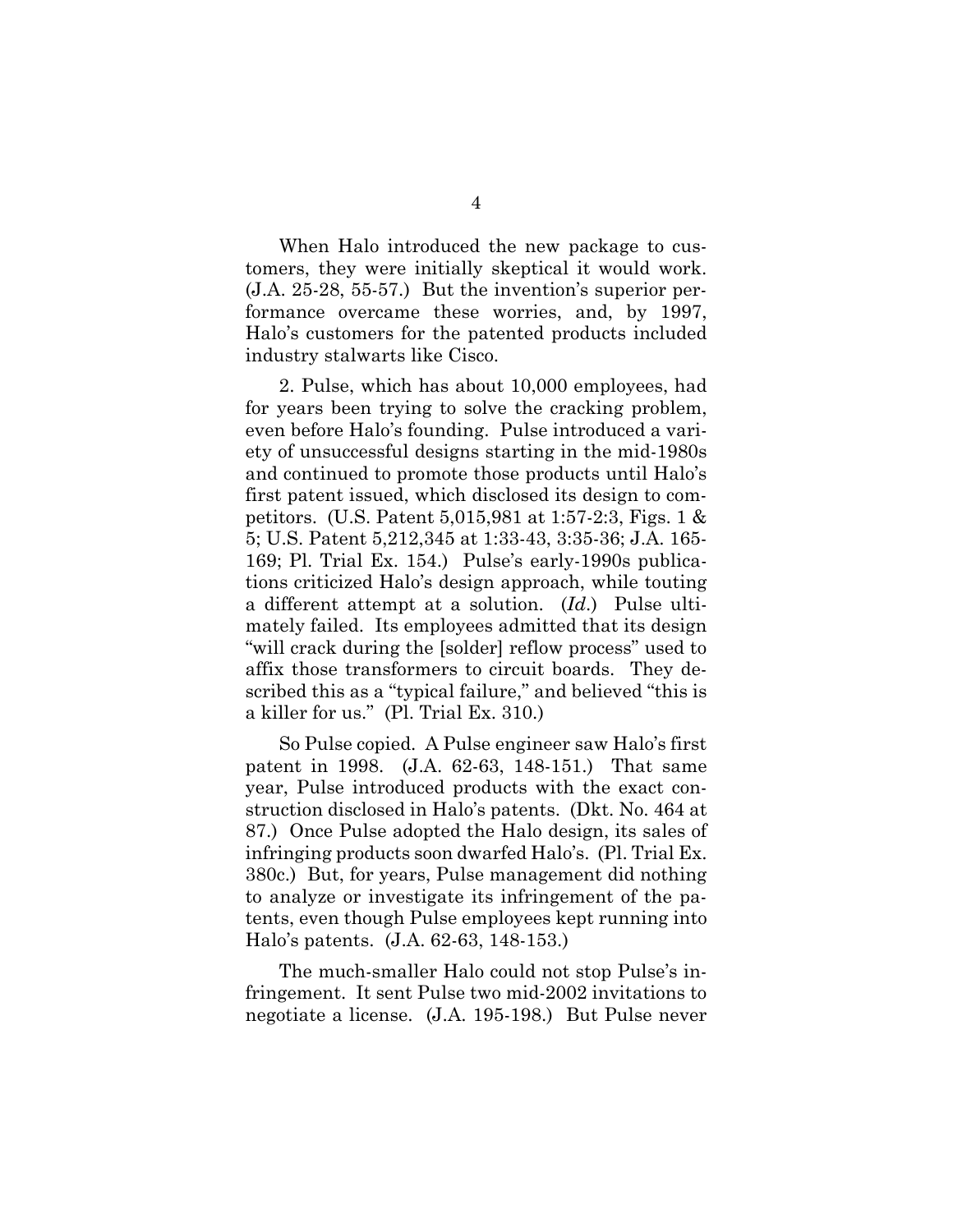When Halo introduced the new package to customers, they were initially skeptical it would work. (J.A. 25-28, 55-57.) But the invention's superior performance overcame these worries, and, by 1997, Halo's customers for the patented products included industry stalwarts like Cisco.

2. Pulse, which has about 10,000 employees, had for years been trying to solve the cracking problem, even before Halo's founding. Pulse introduced a variety of unsuccessful designs starting in the mid-1980s and continued to promote those products until Halo's first patent issued, which disclosed its design to competitors. (U.S. Patent 5,015,981 at 1:57-2:3, Figs. 1 & 5; U.S. Patent 5,212,345 at 1:33-43, 3:35-36; J.A. 165-169; Pl. Trial Ex. 154.) Pulse's early-1990s publications criticized Halo's design approach, while touting a different attempt at a solution. (*Id.*) Pulse ultimately failed. Its employees admitted that its design "will crack during the [solder] reflow process" used to affix those transformers to circuit boards. They described this as a "typical failure," and believed "this is a killer for us." (Pl. Trial Ex. 310.)

So Pulse copied. A Pulse engineer saw Halo's first patent in 1998. (J.A. 62-63, 148-151.) That same year, Pulse introduced products with the exact construction disclosed in Halo's patents. (Dkt. No. 464 at 87.) Once Pulse adopted the Halo design, its sales of infringing products soon dwarfed Halo's. (Pl. Trial Ex. 380c.) But, for years, Pulse management did nothing to analyze or investigate its infringement of the patents, even though Pulse employees kept running into Halo's patents. (J.A. 62-63, 148-153.)

The much-smaller Halo could not stop Pulse's infringement. It sent Pulse two mid-2002 invitations to negotiate a license. (J.A. 195-198.) But Pulse never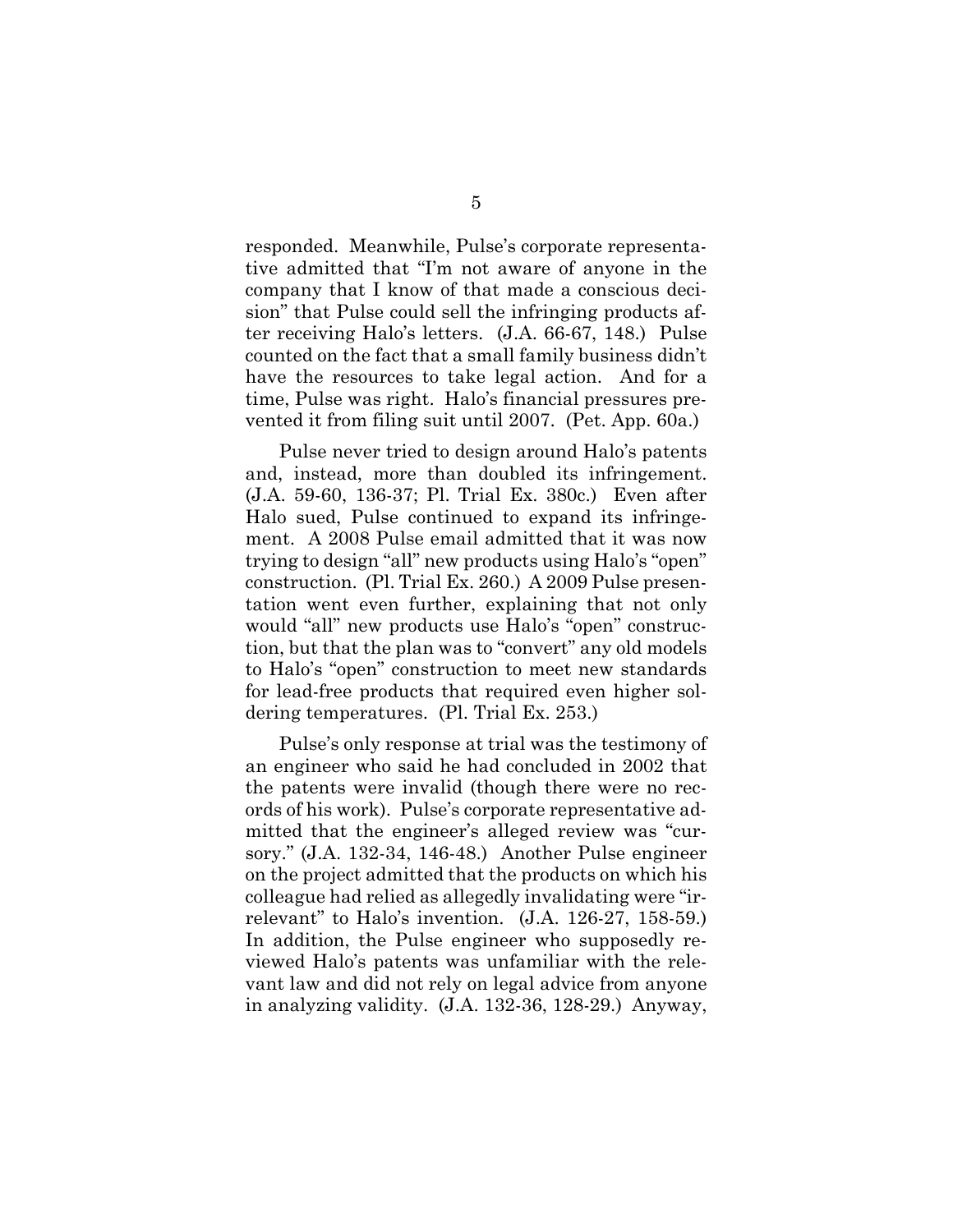responded. Meanwhile, Pulse's corporate representative admitted that "I'm not aware of anyone in the company that I know of that made a conscious decision" that Pulse could sell the infringing products after receiving Halo's letters. (J.A. 66-67, 148.) Pulse counted on the fact that a small family business didn't have the resources to take legal action. And for a time, Pulse was right. Halo's financial pressures prevented it from filing suit until 2007. (Pet. App. 60a.)

Pulse never tried to design around Halo's patents and, instead, more than doubled its infringement. (J.A. 59-60, 136-37; Pl. Trial Ex. 380c.) Even after Halo sued, Pulse continued to expand its infringement. A 2008 Pulse email admitted that it was now trying to design "all" new products using Halo's "open" construction. (Pl. Trial Ex. 260.) A 2009 Pulse presentation went even further, explaining that not only would "all" new products use Halo's "open" construction, but that the plan was to "convert" any old models to Halo's "open" construction to meet new standards for lead-free products that required even higher soldering temperatures. (Pl. Trial Ex. 253.)

Pulse's only response at trial was the testimony of an engineer who said he had concluded in 2002 that the patents were invalid (though there were no records of his work). Pulse's corporate representative admitted that the engineer's alleged review was "cursory." (J.A. 132-34, 146-48.) Another Pulse engineer on the project admitted that the products on which his colleague had relied as allegedly invalidating were "irrelevant" to Halo's invention. (J.A. 126-27, 158-59.) In addition, the Pulse engineer who supposedly reviewed Halo's patents was unfamiliar with the relevant law and did not rely on legal advice from anyone in analyzing validity. (J.A. 132-36, 128-29.) Anyway,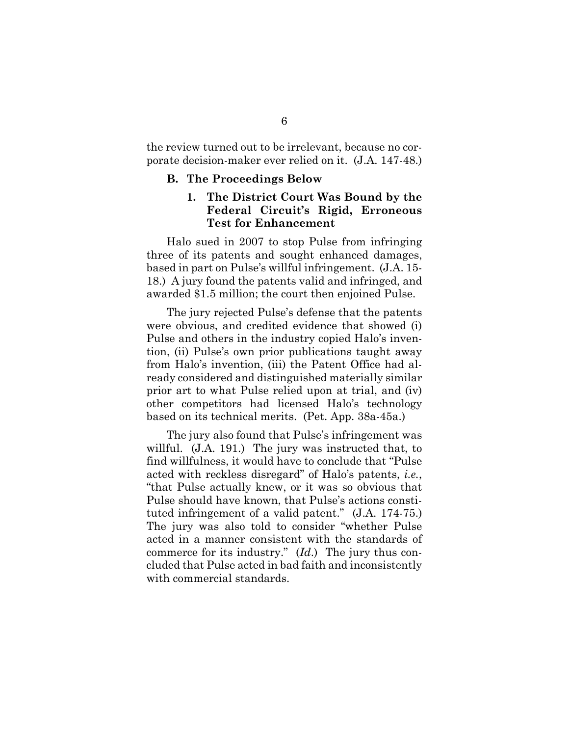the review turned out to be irrelevant, because no corporate decision-maker ever relied on it. (J.A. 147-48.)

### B. The Proceedings Below

#### 1. The District Court Was Bound by the Federal Circuit's Rigid, Erroneous Test for Enhancement

Halo sued in 2007 to stop Pulse from infringing three of its patents and sought enhanced damages, based in part on Pulse's willful infringement. (J.A. 15-18.) A jury found the patents valid and infringed, and awarded $1.5 million; the court then enjoined Pulse.

The jury rejected Pulse's defense that the patents were obvious, and credited evidence that showed (i) Pulse and others in the industry copied Halo's invention, (ii) Pulse's own prior publications taught away from Halo's invention, (iii) the Patent Office had already considered and distinguished materially similar prior art to what Pulse relied upon at trial, and (iv) other competitors had licensed Halo's technology based on its technical merits. (Pet. App. 38a-45a.)

The jury also found that Pulse's infringement was willful. (J.A. 191.) The jury was instructed that, to find willfulness, it would have to conclude that "Pulse acted with reckless disregard" of Halo's patents, *i.e.*, "that Pulse actually knew, or it was so obvious that Pulse should have known, that Pulse's actions constituted infringement of a valid patent." (J.A. 174-75.) The jury was also told to consider "whether Pulse acted in a manner consistent with the standards of commerce for its industry." (*Id*.) The jury thus concluded that Pulse acted in bad faith and inconsistently with commercial standards.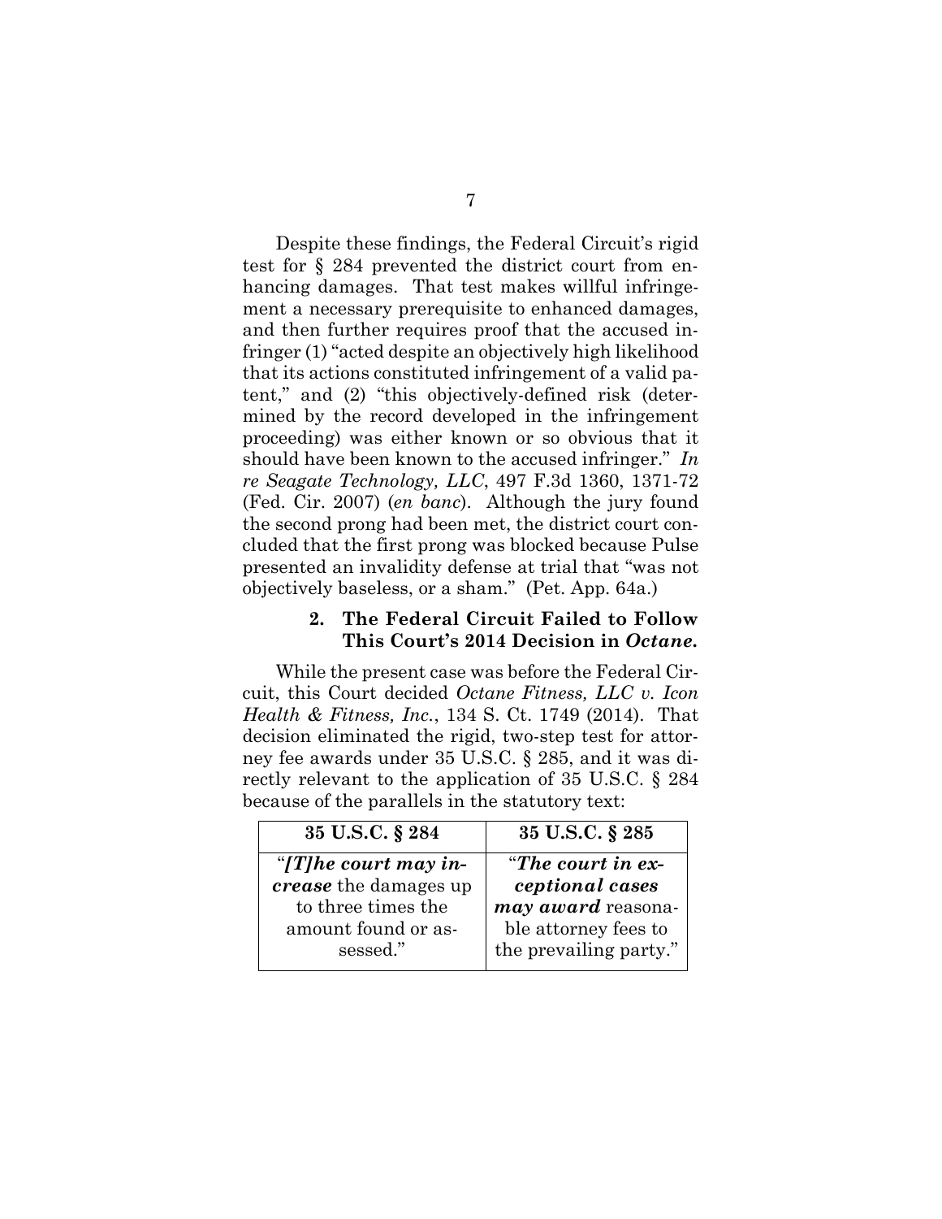Despite these findings, the Federal Circuit's rigid test for § 284 prevented the district court from enhancing damages. That test makes willful infringement a necessary prerequisite to enhanced damages, and then further requires proof that the accused infringer (1) "acted despite an objectively high likelihood that its actions constituted infringement of a valid patent," and (2) "this objectively-defined risk (determined by the record developed in the infringement proceeding) was either known or so obvious that it should have been known to the accused infringer." *In re Seagate Technology, LLC*, 497 F.3d 1360, 1371-72 (Fed. Cir. 2007) (*en banc*). Although the jury found the second prong had been met, the district court concluded that the first prong was blocked because Pulse presented an invalidity defense at trial that "was not objectively baseless, or a sham." (Pet. App. 64a.)

#### 2. The Federal Circuit Failed to Follow This Court's 2014 Decision in *Octane*.

While the present case was before the Federal Circuit, this Court decided *Octane Fitness, LLC v. Icon Health & Fitness, Inc.*, 134 S. Ct. 1749 (2014). That decision eliminated the rigid, two-step test for attorney fee awards under 35 U.S.C. § 285, and it was directly relevant to the application of 35 U.S.C. § 284 because of the parallels in the statutory text:

| 35 U.S.C. § 284 | 35 U.S.C. § 285 |
|---|---|
| "***[T]he court may increase*** the damages up to three times the amount found or assessed." | "***The court in exceptional cases may award*** reasonable attorney fees to the prevailing party." |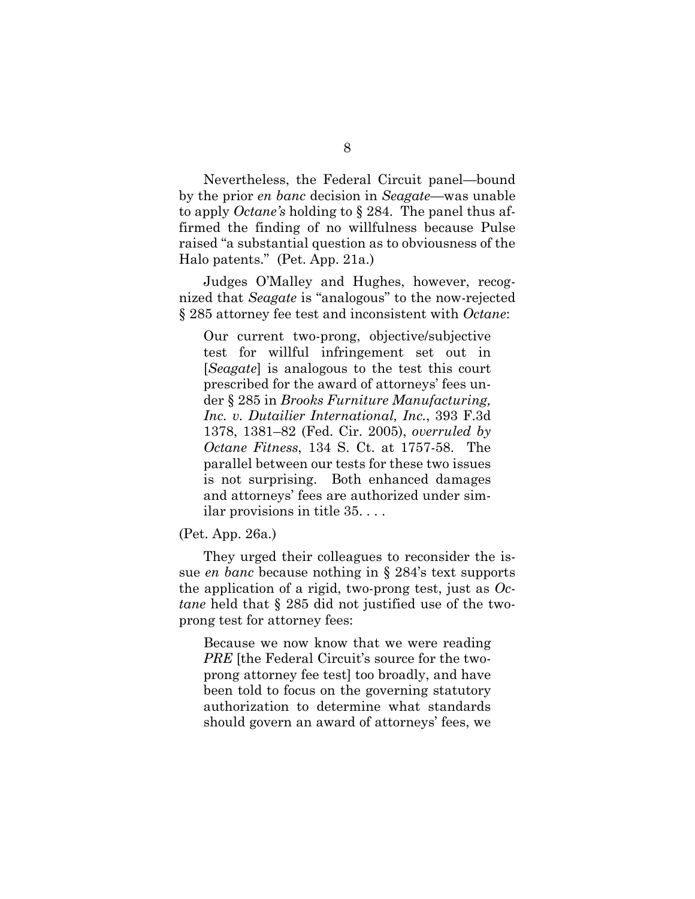Nevertheless, the Federal Circuit panel—bound by the prior *en banc* decision in *Seagate*—was unable to apply *Octane's* holding to § 284. The panel thus affirmed the finding of no willfulness because Pulse raised "a substantial question as to obviousness of the Halo patents." (Pet. App. 21a.)

Judges O'Malley and Hughes, however, recognized that *Seagate* is "analogous" to the now-rejected § 285 attorney fee test and inconsistent with *Octane*:

> Our current two-prong, objective/subjective test for willful infringement set out in [*Seagate*] is analogous to the test this court prescribed for the award of attorneys' fees under § 285 in *Brooks Furniture Manufacturing, Inc. v. Dutailier International, Inc.*, 393 F.3d 1378, 1381–82 (Fed. Cir. 2005), *overruled by Octane Fitness*, 134 S. Ct. at 1757-58. The parallel between our tests for these two issues is not surprising. Both enhanced damages and attorneys' fees are authorized under similar provisions in title 35. . . .

(Pet. App. 26a.)

They urged their colleagues to reconsider the issue *en banc* because nothing in § 284's text supports the application of a rigid, two-prong test, just as *Octane* held that § 285 did not justified use of the two-prong test for attorney fees:

> Because we now know that we were reading *PRE* [the Federal Circuit's source for the two-prong attorney fee test] too broadly, and have been told to focus on the governing statutory authorization to determine what standards should govern an award of attorneys' fees, we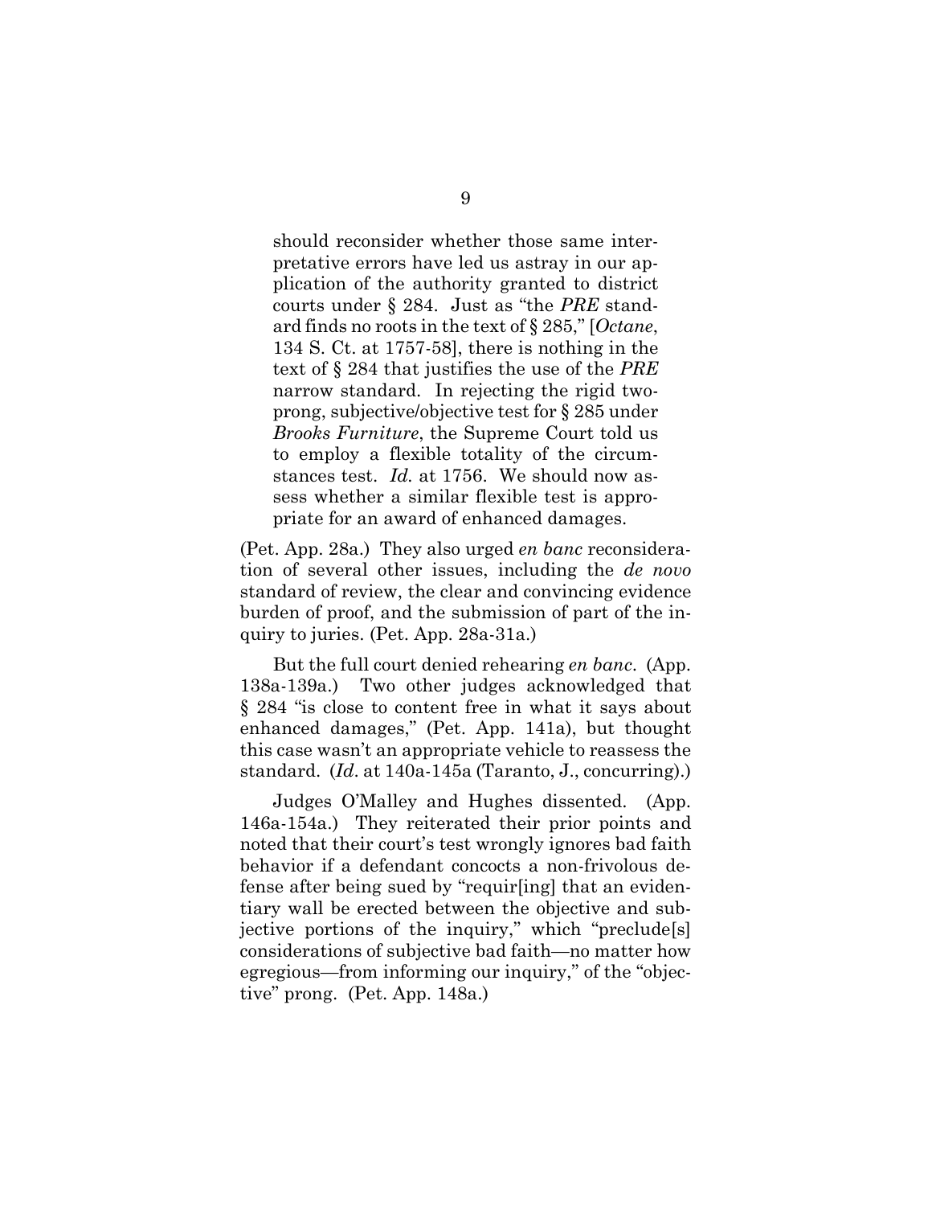> should reconsider whether those same interpretative errors have led us astray in our application of the authority granted to district courts under § 284. Just as "the *PRE* standard finds no roots in the text of § 285," [*Octane*, 134 S. Ct. at 1757-58], there is nothing in the text of § 284 that justifies the use of the *PRE* narrow standard. In rejecting the rigid two-prong, subjective/objective test for § 285 under *Brooks Furniture*, the Supreme Court told us to employ a flexible totality of the circumstances test. *Id.* at 1756. We should now assess whether a similar flexible test is appropriate for an award of enhanced damages.

(Pet. App. 28a.) They also urged *en banc* reconsideration of several other issues, including the *de novo* standard of review, the clear and convincing evidence burden of proof, and the submission of part of the inquiry to juries. (Pet. App. 28a-31a.)

But the full court denied rehearing *en banc*. (App. 138a-139a.) Two other judges acknowledged that § 284 "is close to content free in what it says about enhanced damages," (Pet. App. 141a), but thought this case wasn't an appropriate vehicle to reassess the standard. (*Id*. at 140a-145a (Taranto, J., concurring).)

Judges O'Malley and Hughes dissented. (App. 146a-154a.) They reiterated their prior points and noted that their court's test wrongly ignores bad faith behavior if a defendant concocts a non-frivolous defense after being sued by "requir[ing] that an evidentiary wall be erected between the objective and subjective portions of the inquiry," which "preclude[s] considerations of subjective bad faith—no matter how egregious—from informing our inquiry," of the "objective" prong. (Pet. App. 148a.)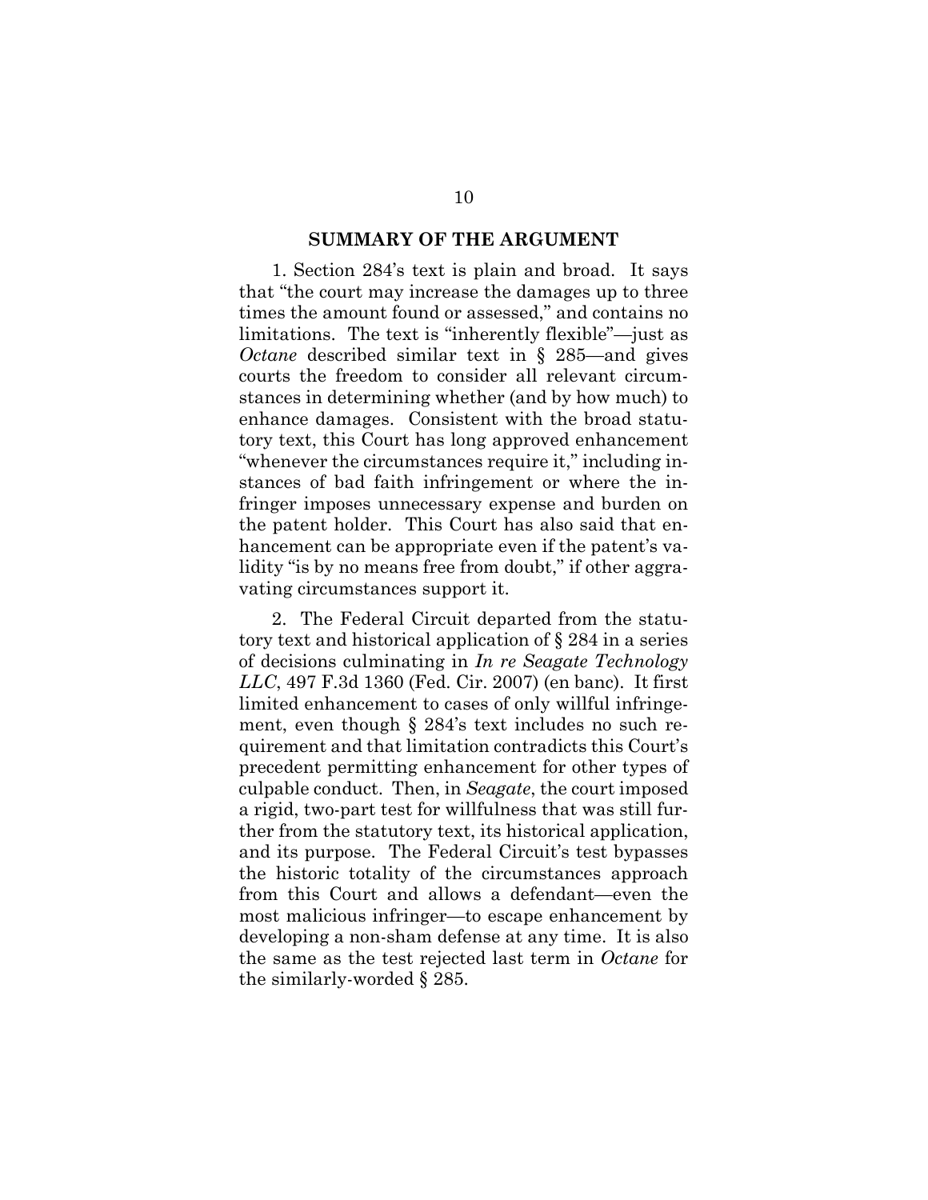## SUMMARY OF THE ARGUMENT

1. Section 284's text is plain and broad. It says that "the court may increase the damages up to three times the amount found or assessed," and contains no limitations. The text is "inherently flexible"—just as *Octane* described similar text in § 285—and gives courts the freedom to consider all relevant circumstances in determining whether (and by how much) to enhance damages. Consistent with the broad statutory text, this Court has long approved enhancement "whenever the circumstances require it," including instances of bad faith infringement or where the infringer imposes unnecessary expense and burden on the patent holder. This Court has also said that enhancement can be appropriate even if the patent's validity "is by no means free from doubt," if other aggravating circumstances support it.

2. The Federal Circuit departed from the statutory text and historical application of § 284 in a series of decisions culminating in *In re Seagate Technology LLC*, 497 F.3d 1360 (Fed. Cir. 2007) (en banc). It first limited enhancement to cases of only willful infringement, even though § 284's text includes no such requirement and that limitation contradicts this Court's precedent permitting enhancement for other types of culpable conduct. Then, in *Seagate*, the court imposed a rigid, two-part test for willfulness that was still further from the statutory text, its historical application, and its purpose. The Federal Circuit's test bypasses the historic totality of the circumstances approach from this Court and allows a defendant—even the most malicious infringer—to escape enhancement by developing a non-sham defense at any time. It is also the same as the test rejected last term in *Octane* for the similarly-worded § 285.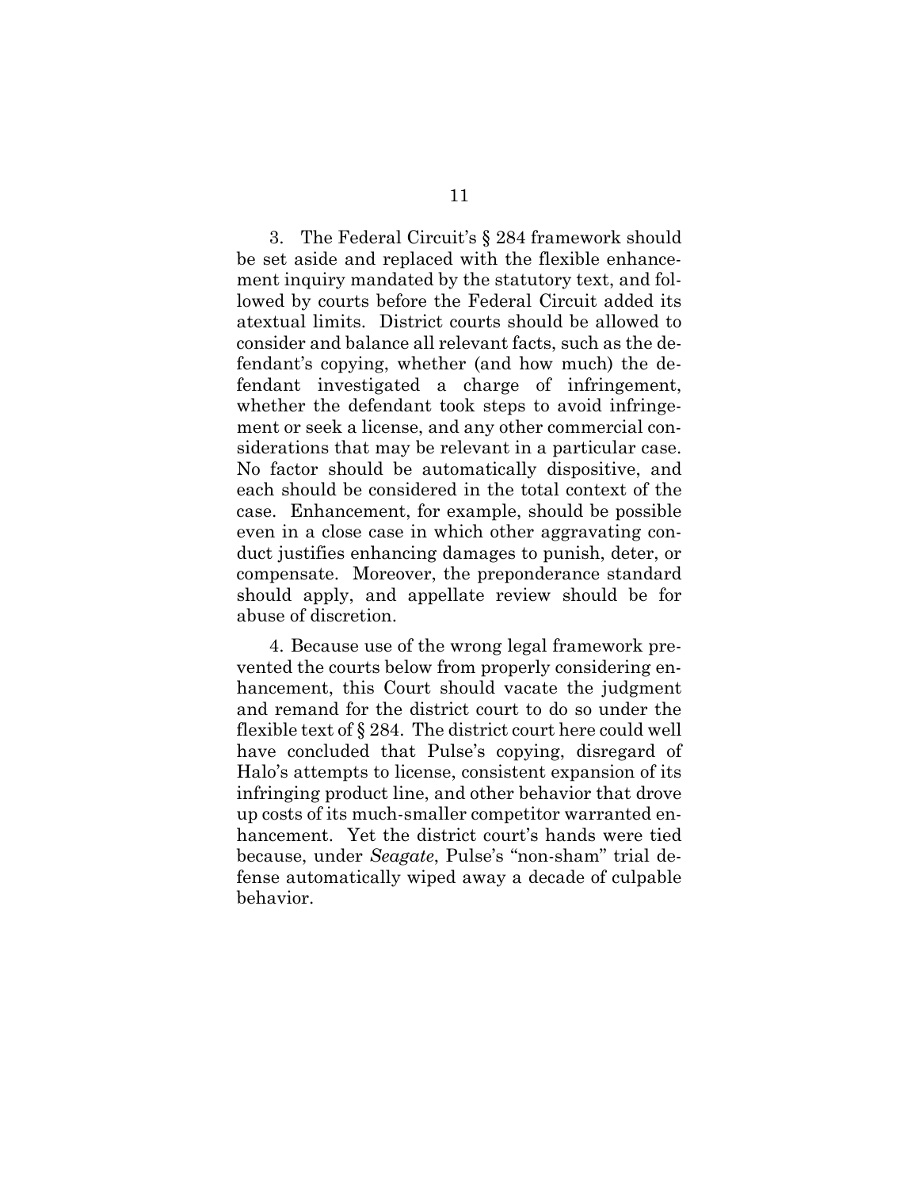3. The Federal Circuit's § 284 framework should be set aside and replaced with the flexible enhancement inquiry mandated by the statutory text, and followed by courts before the Federal Circuit added its atextual limits. District courts should be allowed to consider and balance all relevant facts, such as the defendant's copying, whether (and how much) the defendant investigated a charge of infringement, whether the defendant took steps to avoid infringement or seek a license, and any other commercial considerations that may be relevant in a particular case. No factor should be automatically dispositive, and each should be considered in the total context of the case. Enhancement, for example, should be possible even in a close case in which other aggravating conduct justifies enhancing damages to punish, deter, or compensate. Moreover, the preponderance standard should apply, and appellate review should be for abuse of discretion.

4. Because use of the wrong legal framework prevented the courts below from properly considering enhancement, this Court should vacate the judgment and remand for the district court to do so under the flexible text of § 284. The district court here could well have concluded that Pulse's copying, disregard of Halo's attempts to license, consistent expansion of its infringing product line, and other behavior that drove up costs of its much-smaller competitor warranted enhancement. Yet the district court's hands were tied because, under *Seagate*, Pulse's "non-sham" trial defense automatically wiped away a decade of culpable behavior.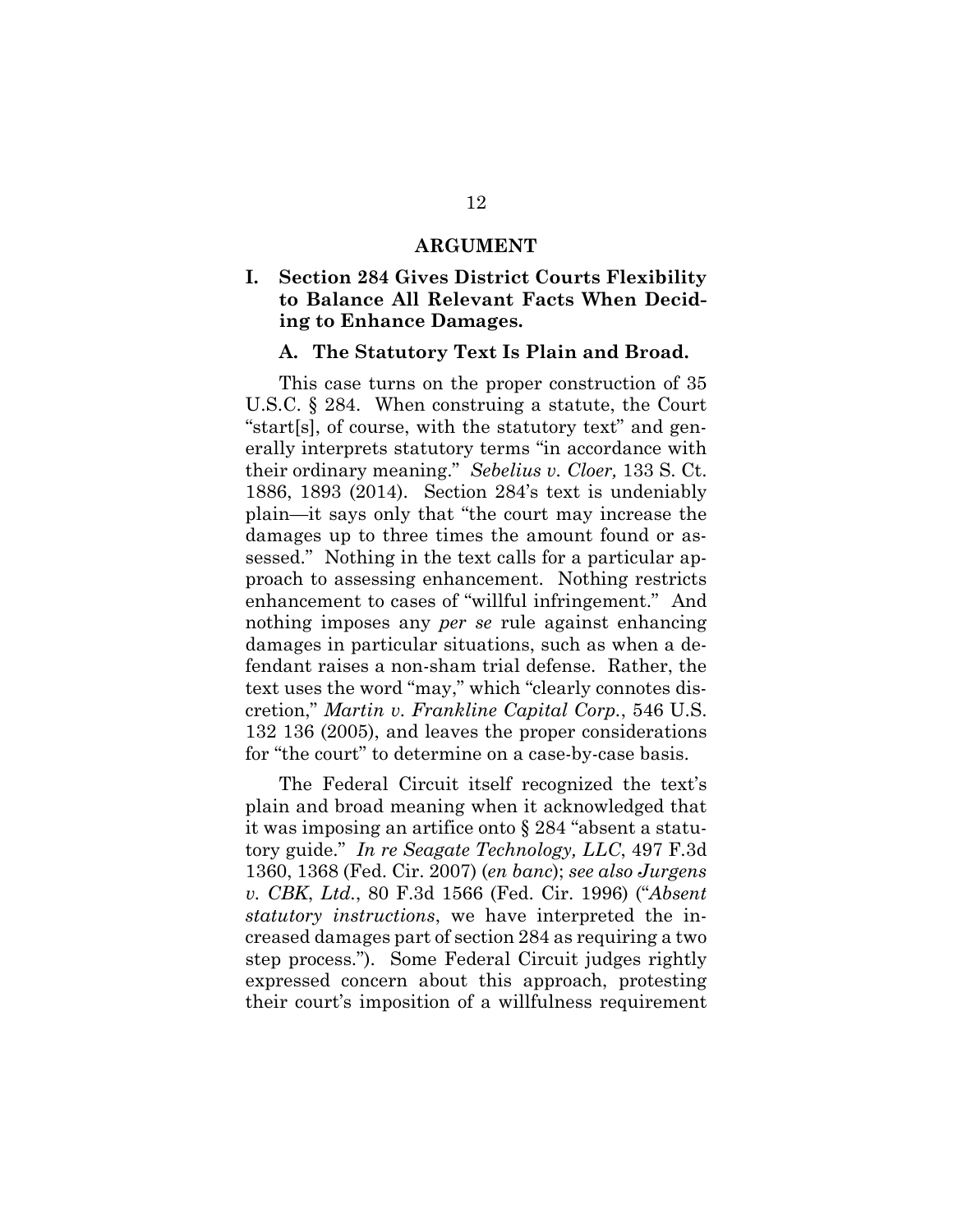# ARGUMENT

## I. Section 284 Gives District Courts Flexibility to Balance All Relevant Facts When Deciding to Enhance Damages.

### A. The Statutory Text Is Plain and Broad.

This case turns on the proper construction of 35 U.S.C. § 284. When construing a statute, the Court "start[s], of course, with the statutory text" and generally interprets statutory terms "in accordance with their ordinary meaning." *Sebelius v. Cloer,* 133 S. Ct. 1886, 1893 (2014). Section 284's text is undeniably plain—it says only that "the court may increase the damages up to three times the amount found or assessed." Nothing in the text calls for a particular approach to assessing enhancement. Nothing restricts enhancement to cases of "willful infringement." And nothing imposes any *per se* rule against enhancing damages in particular situations, such as when a defendant raises a non-sham trial defense. Rather, the text uses the word "may," which "clearly connotes discretion," *Martin v. Frankline Capital Corp.*, 546 U.S. 132 136 (2005), and leaves the proper considerations for "the court" to determine on a case-by-case basis.

The Federal Circuit itself recognized the text's plain and broad meaning when it acknowledged that it was imposing an artifice onto § 284 "absent a statutory guide." *In re Seagate Technology, LLC*, 497 F.3d 1360, 1368 (Fed. Cir. 2007) (*en banc*); *see also Jurgens v. CBK, Ltd.*, 80 F.3d 1566 (Fed. Cir. 1996) ("*Absent statutory instructions*, we have interpreted the increased damages part of section 284 as requiring a two step process."). Some Federal Circuit judges rightly expressed concern about this approach, protesting their court's imposition of a willfulness requirement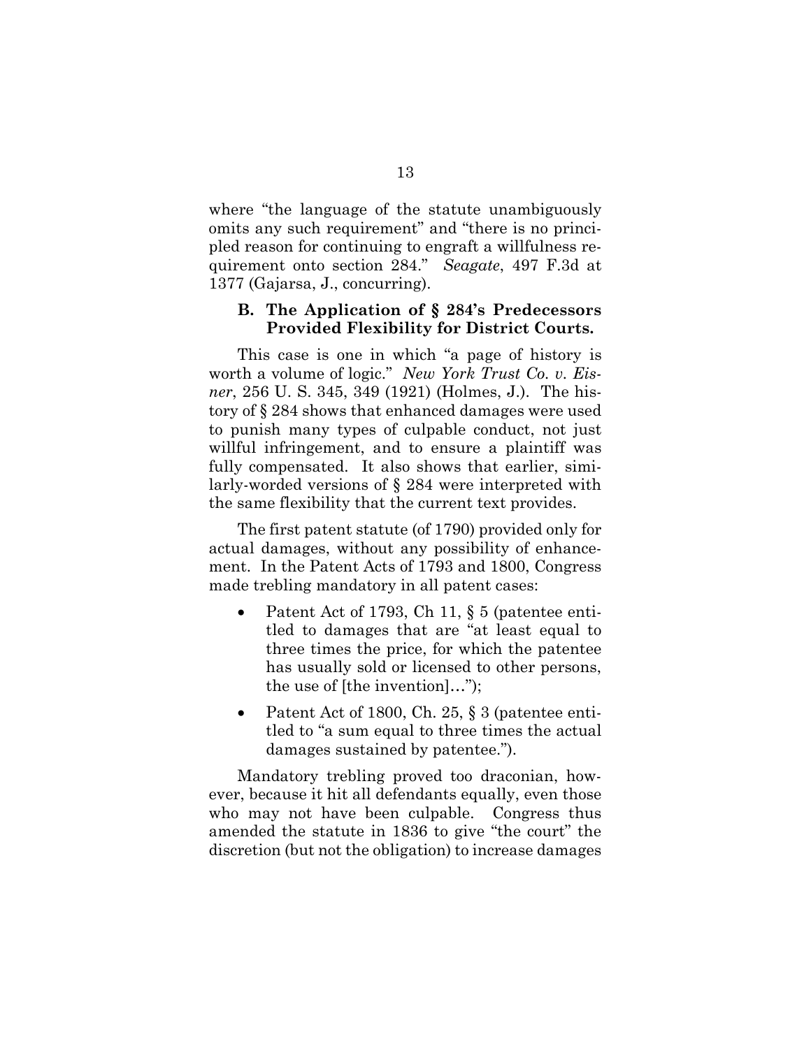where "the language of the statute unambiguously omits any such requirement" and "there is no principled reason for continuing to engraft a willfulness requirement onto section 284." *Seagate*, 497 F.3d at 1377 (Gajarsa, J., concurring).

### B. The Application of § 284's Predecessors Provided Flexibility for District Courts.

This case is one in which "a page of history is worth a volume of logic." *New York Trust Co. v. Eisner*, 256 U. S. 345, 349 (1921) (Holmes, J.). The history of § 284 shows that enhanced damages were used to punish many types of culpable conduct, not just willful infringement, and to ensure a plaintiff was fully compensated. It also shows that earlier, similarly-worded versions of § 284 were interpreted with the same flexibility that the current text provides.

The first patent statute (of 1790) provided only for actual damages, without any possibility of enhancement. In the Patent Acts of 1793 and 1800, Congress made trebling mandatory in all patent cases:

- Patent Act of 1793, Ch 11, § 5 (patentee entitled to damages that are "at least equal to three times the price, for which the patentee has usually sold or licensed to other persons, the use of [the invention]…");
- Patent Act of 1800, Ch. 25, § 3 (patentee entitled to "a sum equal to three times the actual damages sustained by patentee.").

Mandatory trebling proved too draconian, however, because it hit all defendants equally, even those who may not have been culpable. Congress thus amended the statute in 1836 to give "the court" the discretion (but not the obligation) to increase damages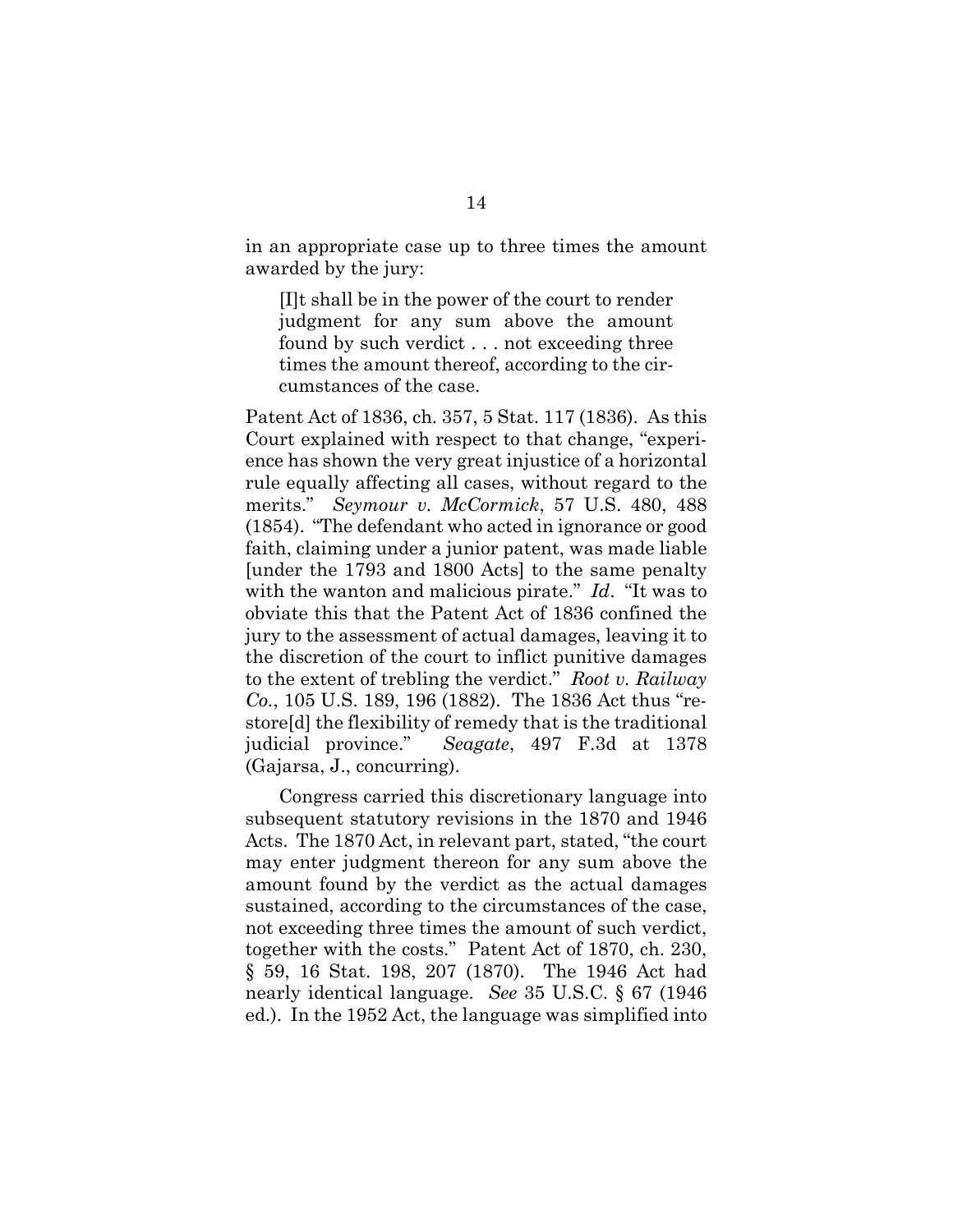in an appropriate case up to three times the amount awarded by the jury:

> [I]t shall be in the power of the court to render judgment for any sum above the amount found by such verdict . . . not exceeding three times the amount thereof, according to the circumstances of the case.

Patent Act of 1836, ch. 357, 5 Stat. 117 (1836). As this Court explained with respect to that change, "experience has shown the very great injustice of a horizontal rule equally affecting all cases, without regard to the merits." *Seymour v. McCormick*, 57 U.S. 480, 488 (1854). "The defendant who acted in ignorance or good faith, claiming under a junior patent, was made liable [under the 1793 and 1800 Acts] to the same penalty with the wanton and malicious pirate." *Id*. "It was to obviate this that the Patent Act of 1836 confined the jury to the assessment of actual damages, leaving it to the discretion of the court to inflict punitive damages to the extent of trebling the verdict." *Root v. Railway Co.*, 105 U.S. 189, 196 (1882). The 1836 Act thus "restore[d] the flexibility of remedy that is the traditional judicial province." *Seagate*, 497 F.3d at 1378 (Gajarsa, J., concurring).

Congress carried this discretionary language into subsequent statutory revisions in the 1870 and 1946 Acts. The 1870 Act, in relevant part, stated, "the court may enter judgment thereon for any sum above the amount found by the verdict as the actual damages sustained, according to the circumstances of the case, not exceeding three times the amount of such verdict, together with the costs." Patent Act of 1870, ch. 230, § 59, 16 Stat. 198, 207 (1870). The 1946 Act had nearly identical language. *See* 35 U.S.C. § 67 (1946 ed.). In the 1952 Act, the language was simplified into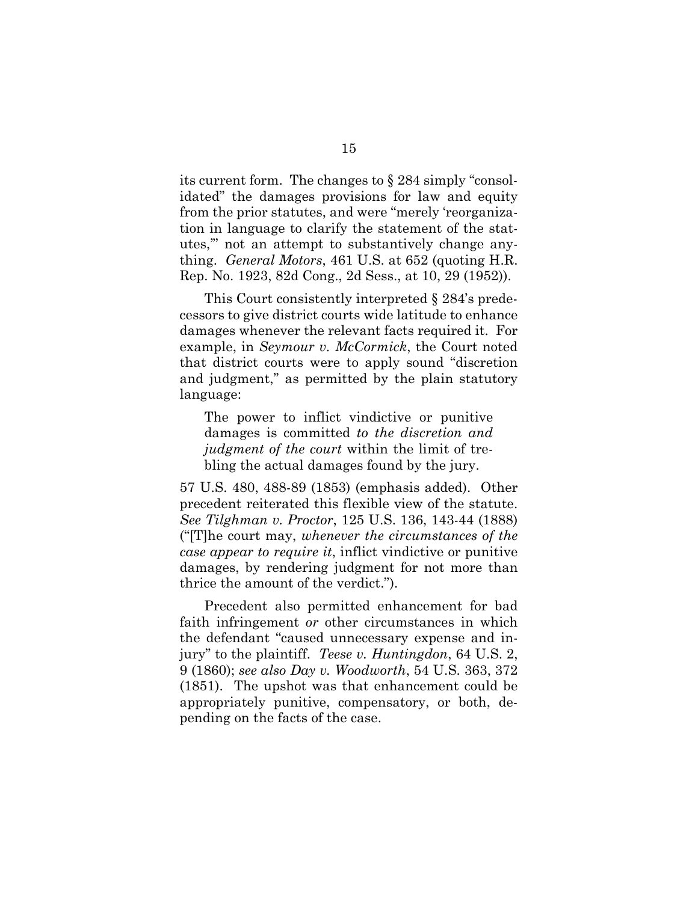its current form. The changes to § 284 simply "consolidated" the damages provisions for law and equity from the prior statutes, and were "merely 'reorganization in language to clarify the statement of the statutes,'" not an attempt to substantively change anything. *General Motors*, 461 U.S. at 652 (quoting H.R. Rep. No. 1923, 82d Cong., 2d Sess., at 10, 29 (1952)).

This Court consistently interpreted § 284's predecessors to give district courts wide latitude to enhance damages whenever the relevant facts required it. For example, in *Seymour v. McCormick*, the Court noted that district courts were to apply sound "discretion and judgment," as permitted by the plain statutory language:

> The power to inflict vindictive or punitive damages is committed *to the discretion and judgment of the court* within the limit of trebling the actual damages found by the jury.

57 U.S. 480, 488-89 (1853) (emphasis added). Other precedent reiterated this flexible view of the statute. *See Tilghman v. Proctor*, 125 U.S. 136, 143-44 (1888) ("[T]he court may, *whenever the circumstances of the case appear to require it*, inflict vindictive or punitive damages, by rendering judgment for not more than thrice the amount of the verdict.").

Precedent also permitted enhancement for bad faith infringement *or* other circumstances in which the defendant "caused unnecessary expense and injury" to the plaintiff. *Teese v. Huntingdon*, 64 U.S. 2, 9 (1860); *see also Day v. Woodworth*, 54 U.S. 363, 372 (1851). The upshot was that enhancement could be appropriately punitive, compensatory, or both, depending on the facts of the case.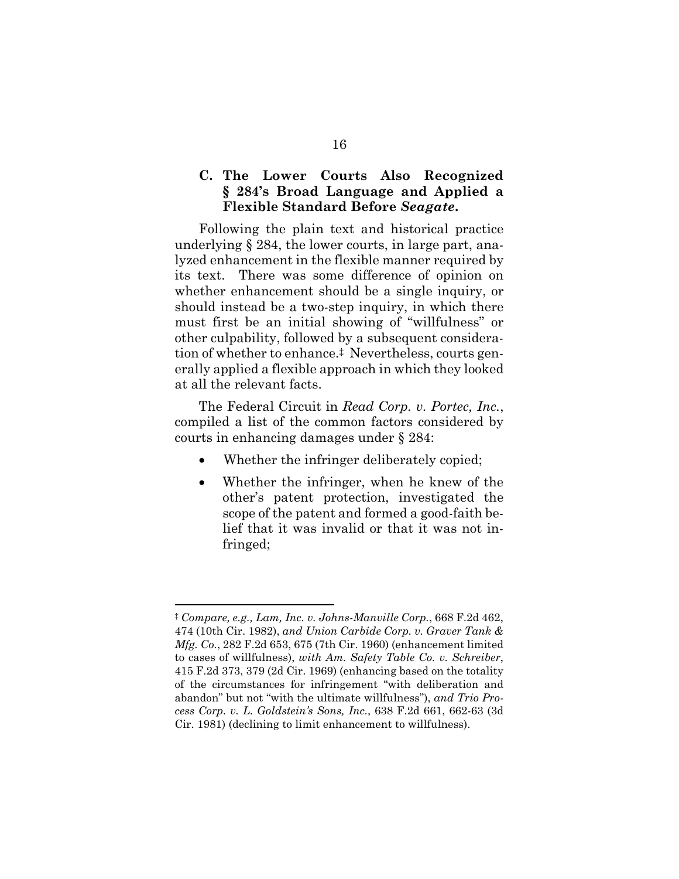### C. The Lower Courts Also Recognized § 284's Broad Language and Applied a Flexible Standard Before *Seagate*.

Following the plain text and historical practice underlying § 284, the lower courts, in large part, analyzed enhancement in the flexible manner required by its text. There was some difference of opinion on whether enhancement should be a single inquiry, or should instead be a two-step inquiry, in which there must first be an initial showing of "willfulness" or other culpability, followed by a subsequent consideration of whether to enhance.‡ Nevertheless, courts generally applied a flexible approach in which they looked at all the relevant facts.

The Federal Circuit in *Read Corp. v. Portec, Inc.*, compiled a list of the common factors considered by courts in enhancing damages under § 284:

- Whether the infringer deliberately copied;
- Whether the infringer, when he knew of the other's patent protection, investigated the scope of the patent and formed a good-faith belief that it was invalid or that it was not infringed;

‡ *Compare, e.g., Lam, Inc. v. Johns-Manville Corp.*, 668 F.2d 462, 474 (10th Cir. 1982), *and Union Carbide Corp. v. Graver Tank & Mfg. Co.*, 282 F.2d 653, 675 (7th Cir. 1960) (enhancement limited to cases of willfulness), *with Am. Safety Table Co. v. Schreiber*, 415 F.2d 373, 379 (2d Cir. 1969) (enhancing based on the totality of the circumstances for infringement "with deliberation and abandon" but not "with the ultimate willfulness"), *and Trio Process Corp. v. L. Goldstein's Sons, Inc.*, 638 F.2d 661, 662-63 (3d Cir. 1981) (declining to limit enhancement to willfulness).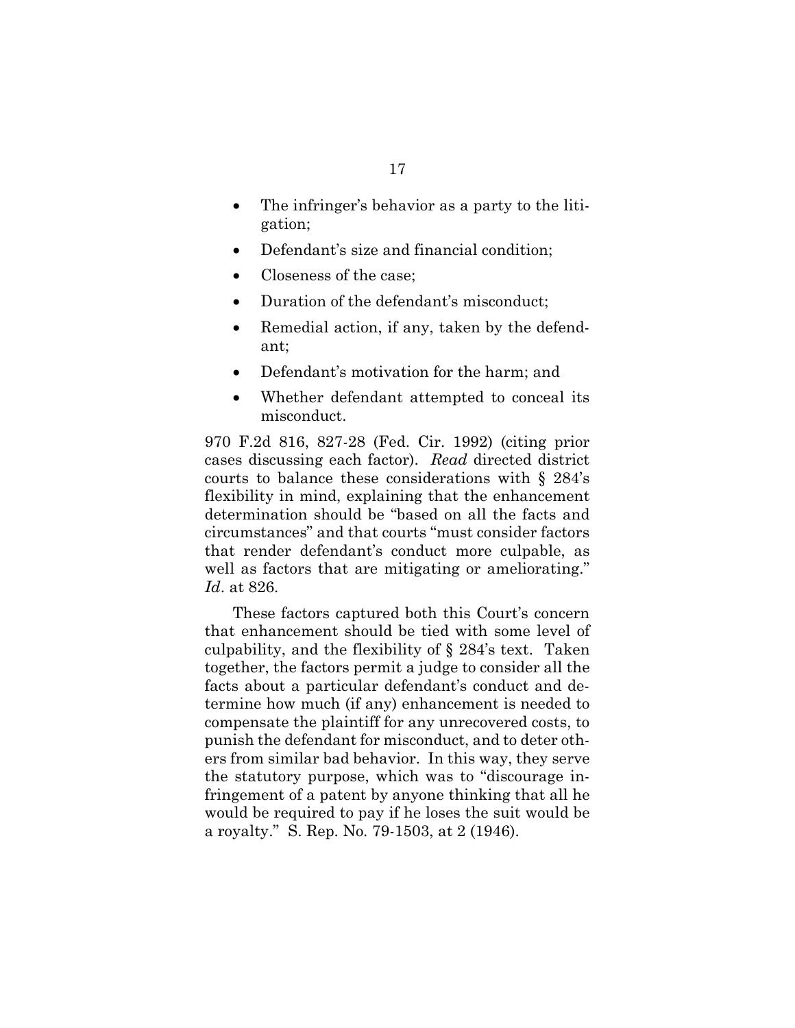- The infringer's behavior as a party to the litigation;
- Defendant's size and financial condition;
- Closeness of the case;
- Duration of the defendant's misconduct;
- Remedial action, if any, taken by the defendant;
- Defendant's motivation for the harm; and
- Whether defendant attempted to conceal its misconduct.

970 F.2d 816, 827-28 (Fed. Cir. 1992) (citing prior cases discussing each factor). *Read* directed district courts to balance these considerations with § 284's flexibility in mind, explaining that the enhancement determination should be "based on all the facts and circumstances" and that courts "must consider factors that render defendant's conduct more culpable, as well as factors that are mitigating or ameliorating." *Id*. at 826.

These factors captured both this Court's concern that enhancement should be tied with some level of culpability, and the flexibility of § 284's text. Taken together, the factors permit a judge to consider all the facts about a particular defendant's conduct and determine how much (if any) enhancement is needed to compensate the plaintiff for any unrecovered costs, to punish the defendant for misconduct, and to deter others from similar bad behavior. In this way, they serve the statutory purpose, which was to "discourage infringement of a patent by anyone thinking that all he would be required to pay if he loses the suit would be a royalty." S. Rep. No. 79-1503, at 2 (1946).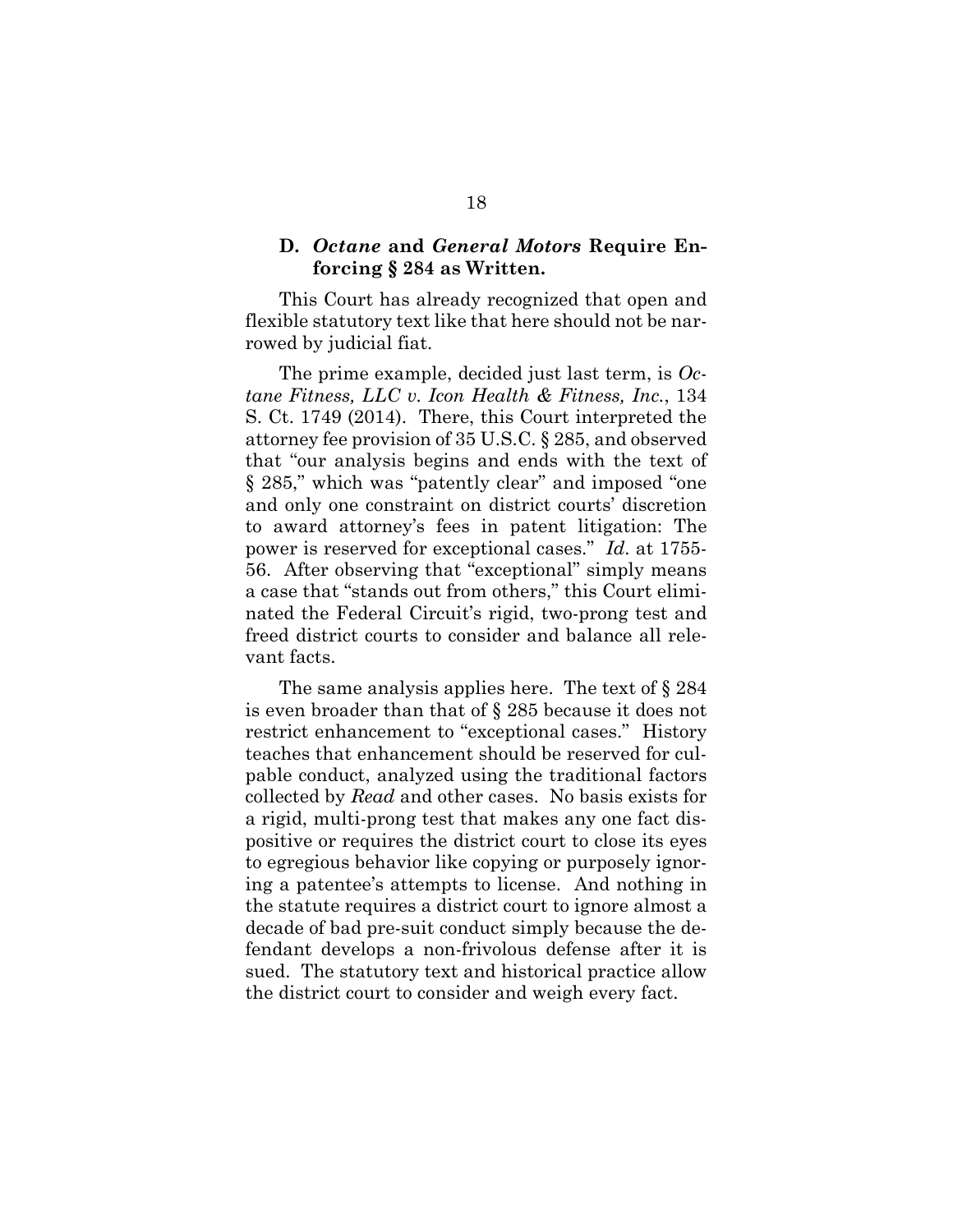### D. *Octane* and *General Motors* Require Enforcing § 284 as Written.

This Court has already recognized that open and flexible statutory text like that here should not be narrowed by judicial fiat.

The prime example, decided just last term, is *Octane Fitness, LLC v. Icon Health & Fitness, Inc.*, 134 S. Ct. 1749 (2014). There, this Court interpreted the attorney fee provision of 35 U.S.C. § 285, and observed that "our analysis begins and ends with the text of § 285," which was "patently clear" and imposed "one and only one constraint on district courts' discretion to award attorney's fees in patent litigation: The power is reserved for exceptional cases." *Id*. at 1755-56. After observing that "exceptional" simply means a case that "stands out from others," this Court eliminated the Federal Circuit's rigid, two-prong test and freed district courts to consider and balance all relevant facts.

The same analysis applies here. The text of § 284 is even broader than that of § 285 because it does not restrict enhancement to "exceptional cases." History teaches that enhancement should be reserved for culpable conduct, analyzed using the traditional factors collected by *Read* and other cases. No basis exists for a rigid, multi-prong test that makes any one fact dispositive or requires the district court to close its eyes to egregious behavior like copying or purposely ignoring a patentee's attempts to license. And nothing in the statute requires a district court to ignore almost a decade of bad pre-suit conduct simply because the defendant develops a non-frivolous defense after it is sued. The statutory text and historical practice allow the district court to consider and weigh every fact.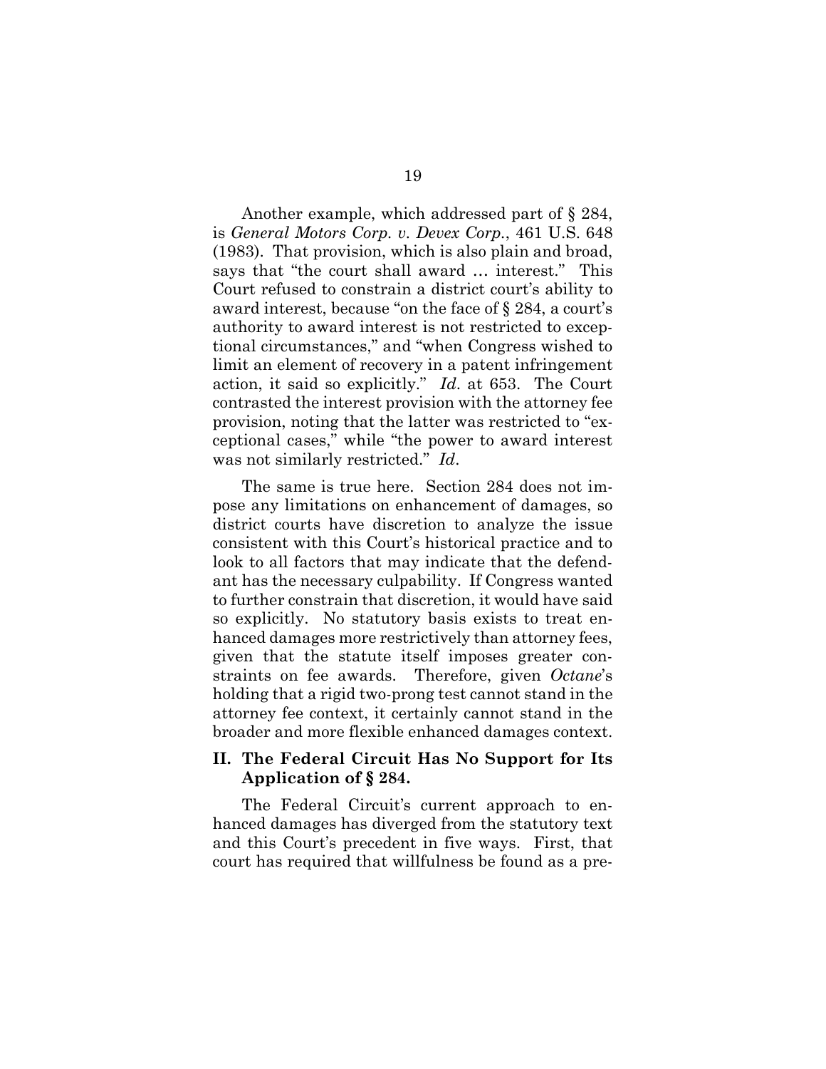Another example, which addressed part of § 284, is *General Motors Corp. v. Devex Corp.*, 461 U.S. 648 (1983). That provision, which is also plain and broad, says that "the court shall award … interest." This Court refused to constrain a district court's ability to award interest, because "on the face of § 284, a court's authority to award interest is not restricted to exceptional circumstances," and "when Congress wished to limit an element of recovery in a patent infringement action, it said so explicitly." *Id*. at 653. The Court contrasted the interest provision with the attorney fee provision, noting that the latter was restricted to "exceptional cases," while "the power to award interest was not similarly restricted." *Id*.

The same is true here. Section 284 does not impose any limitations on enhancement of damages, so district courts have discretion to analyze the issue consistent with this Court's historical practice and to look to all factors that may indicate that the defendant has the necessary culpability. If Congress wanted to further constrain that discretion, it would have said so explicitly. No statutory basis exists to treat enhanced damages more restrictively than attorney fees, given that the statute itself imposes greater constraints on fee awards. Therefore, given *Octane*'s holding that a rigid two-prong test cannot stand in the attorney fee context, it certainly cannot stand in the broader and more flexible enhanced damages context.

## II. The Federal Circuit Has No Support for Its Application of § 284.

The Federal Circuit's current approach to enhanced damages has diverged from the statutory text and this Court's precedent in five ways. First, that court has required that willfulness be found as a pre-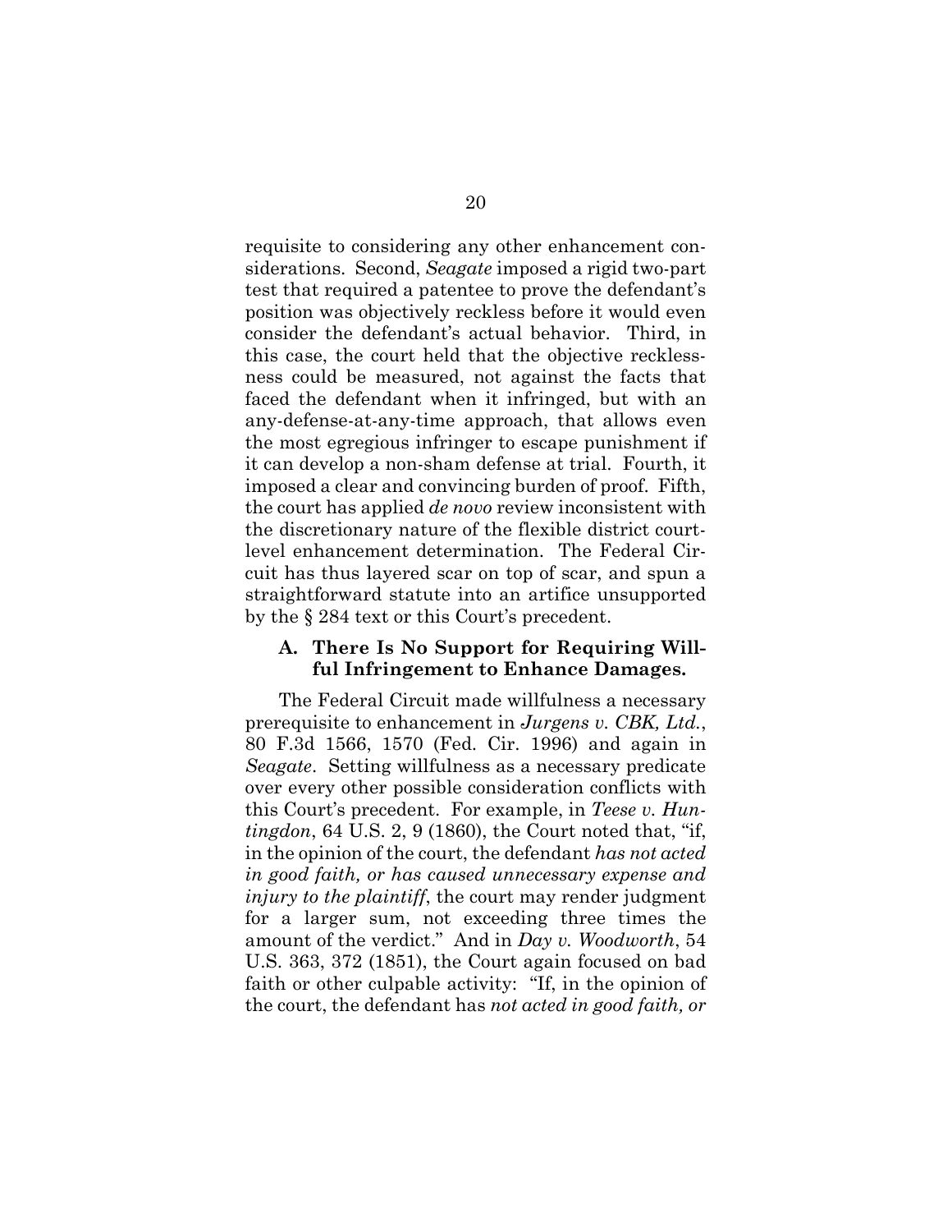requisite to considering any other enhancement considerations. Second, *Seagate* imposed a rigid two-part test that required a patentee to prove the defendant's position was objectively reckless before it would even consider the defendant's actual behavior. Third, in this case, the court held that the objective recklessness could be measured, not against the facts that faced the defendant when it infringed, but with an any-defense-at-any-time approach, that allows even the most egregious infringer to escape punishment if it can develop a non-sham defense at trial. Fourth, it imposed a clear and convincing burden of proof. Fifth, the court has applied *de novo* review inconsistent with the discretionary nature of the flexible district court-level enhancement determination. The Federal Circuit has thus layered scar on top of scar, and spun a straightforward statute into an artifice unsupported by the § 284 text or this Court's precedent.

### A. There Is No Support for Requiring Willful Infringement to Enhance Damages.

The Federal Circuit made willfulness a necessary prerequisite to enhancement in *Jurgens v. CBK, Ltd.*, 80 F.3d 1566, 1570 (Fed. Cir. 1996) and again in *Seagate*. Setting willfulness as a necessary predicate over every other possible consideration conflicts with this Court's precedent. For example, in *Teese v. Huntingdon*, 64 U.S. 2, 9 (1860), the Court noted that, "if, in the opinion of the court, the defendant *has not acted in good faith, or has caused unnecessary expense and injury to the plaintiff*, the court may render judgment for a larger sum, not exceeding three times the amount of the verdict." And in *Day v. Woodworth*, 54 U.S. 363, 372 (1851), the Court again focused on bad faith or other culpable activity: "If, in the opinion of the court, the defendant has *not acted in good faith, or*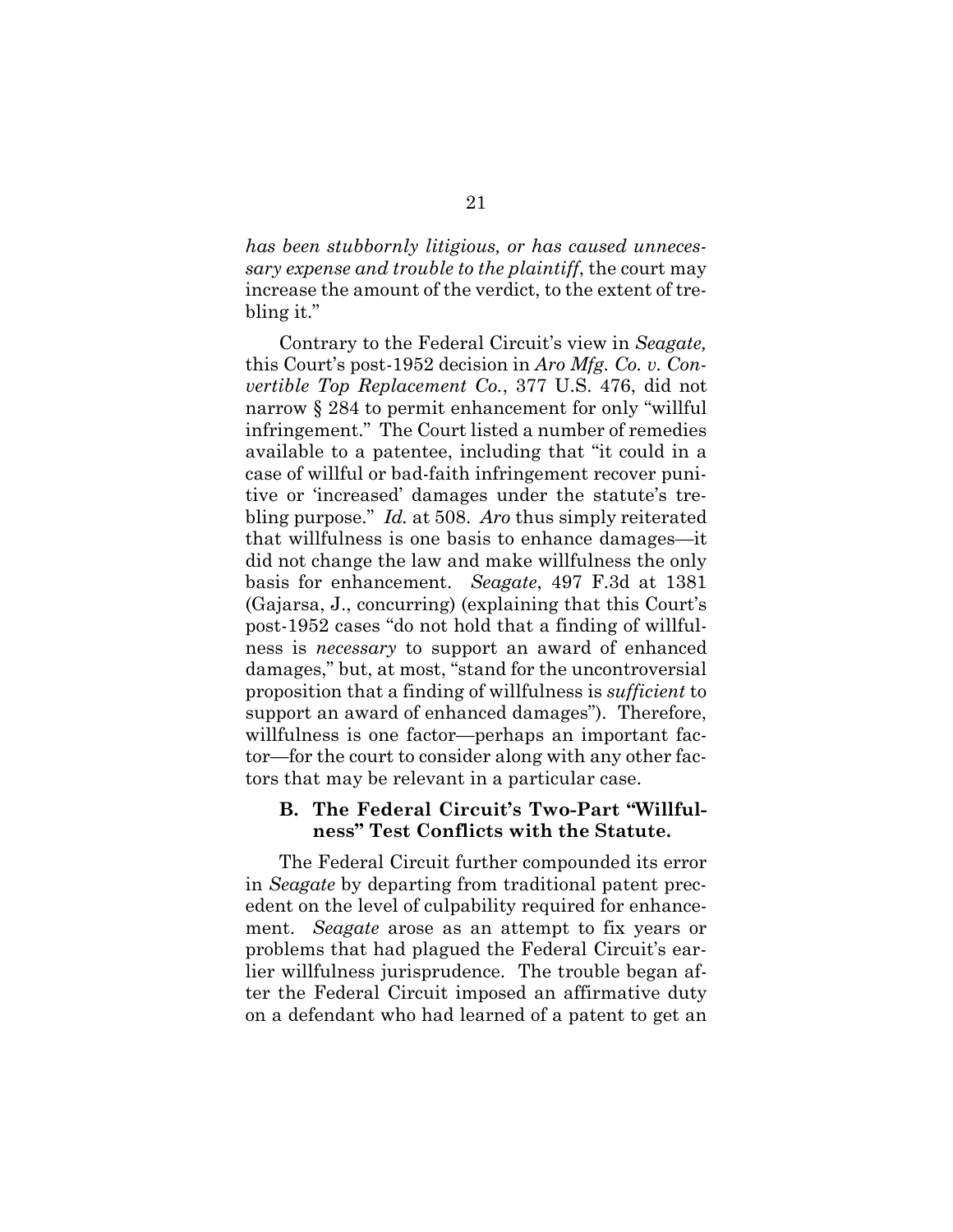*has been stubbornly litigious, or has caused unnecessary expense and trouble to the plaintiff*, the court may increase the amount of the verdict, to the extent of trebling it."

Contrary to the Federal Circuit's view in *Seagate,* this Court's post-1952 decision in *Aro Mfg. Co. v. Convertible Top Replacement Co.*, 377 U.S. 476, did not narrow § 284 to permit enhancement for only "willful infringement." The Court listed a number of remedies available to a patentee, including that "it could in a case of willful or bad-faith infringement recover punitive or 'increased' damages under the statute's trebling purpose." *Id.* at 508. *Aro* thus simply reiterated that willfulness is one basis to enhance damages—it did not change the law and make willfulness the only basis for enhancement. *Seagate*, 497 F.3d at 1381 (Gajarsa, J., concurring) (explaining that this Court's post-1952 cases "do not hold that a finding of willfulness is *necessary* to support an award of enhanced damages," but, at most, "stand for the uncontroversial proposition that a finding of willfulness is *sufficient* to support an award of enhanced damages"). Therefore, willfulness is one factor—perhaps an important factor—for the court to consider along with any other factors that may be relevant in a particular case.

### B. The Federal Circuit's Two-Part "Willfulness" Test Conflicts with the Statute.

The Federal Circuit further compounded its error in *Seagate* by departing from traditional patent precedent on the level of culpability required for enhancement. *Seagate* arose as an attempt to fix years or problems that had plagued the Federal Circuit's earlier willfulness jurisprudence. The trouble began after the Federal Circuit imposed an affirmative duty on a defendant who had learned of a patent to get an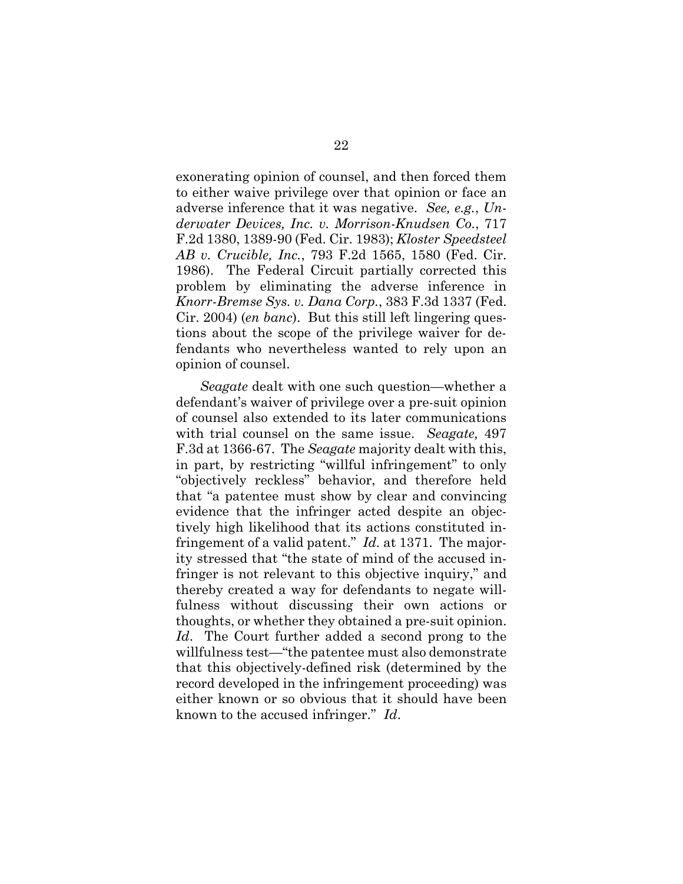exonerating opinion of counsel, and then forced them to either waive privilege over that opinion or face an adverse inference that it was negative. *See, e.g.*, *Underwater Devices, Inc. v. Morrison-Knudsen Co.*, 717 F.2d 1380, 1389-90 (Fed. Cir. 1983); *Kloster Speedsteel AB v. Crucible, Inc.*, 793 F.2d 1565, 1580 (Fed. Cir. 1986). The Federal Circuit partially corrected this problem by eliminating the adverse inference in *Knorr-Bremse Sys. v. Dana Corp.*, 383 F.3d 1337 (Fed. Cir. 2004) (*en banc*). But this still left lingering questions about the scope of the privilege waiver for defendants who nevertheless wanted to rely upon an opinion of counsel.

*Seagate* dealt with one such question—whether a defendant's waiver of privilege over a pre-suit opinion of counsel also extended to its later communications with trial counsel on the same issue. *Seagate,* 497 F.3d at 1366-67. The *Seagate* majority dealt with this, in part, by restricting "willful infringement" to only "objectively reckless" behavior, and therefore held that "a patentee must show by clear and convincing evidence that the infringer acted despite an objectively high likelihood that its actions constituted infringement of a valid patent." *Id.* at 1371. The majority stressed that "the state of mind of the accused infringer is not relevant to this objective inquiry," and thereby created a way for defendants to negate willfulness without discussing their own actions or thoughts, or whether they obtained a pre-suit opinion. *Id*. The Court further added a second prong to the willfulness test—"the patentee must also demonstrate that this objectively-defined risk (determined by the record developed in the infringement proceeding) was either known or so obvious that it should have been known to the accused infringer." *Id*.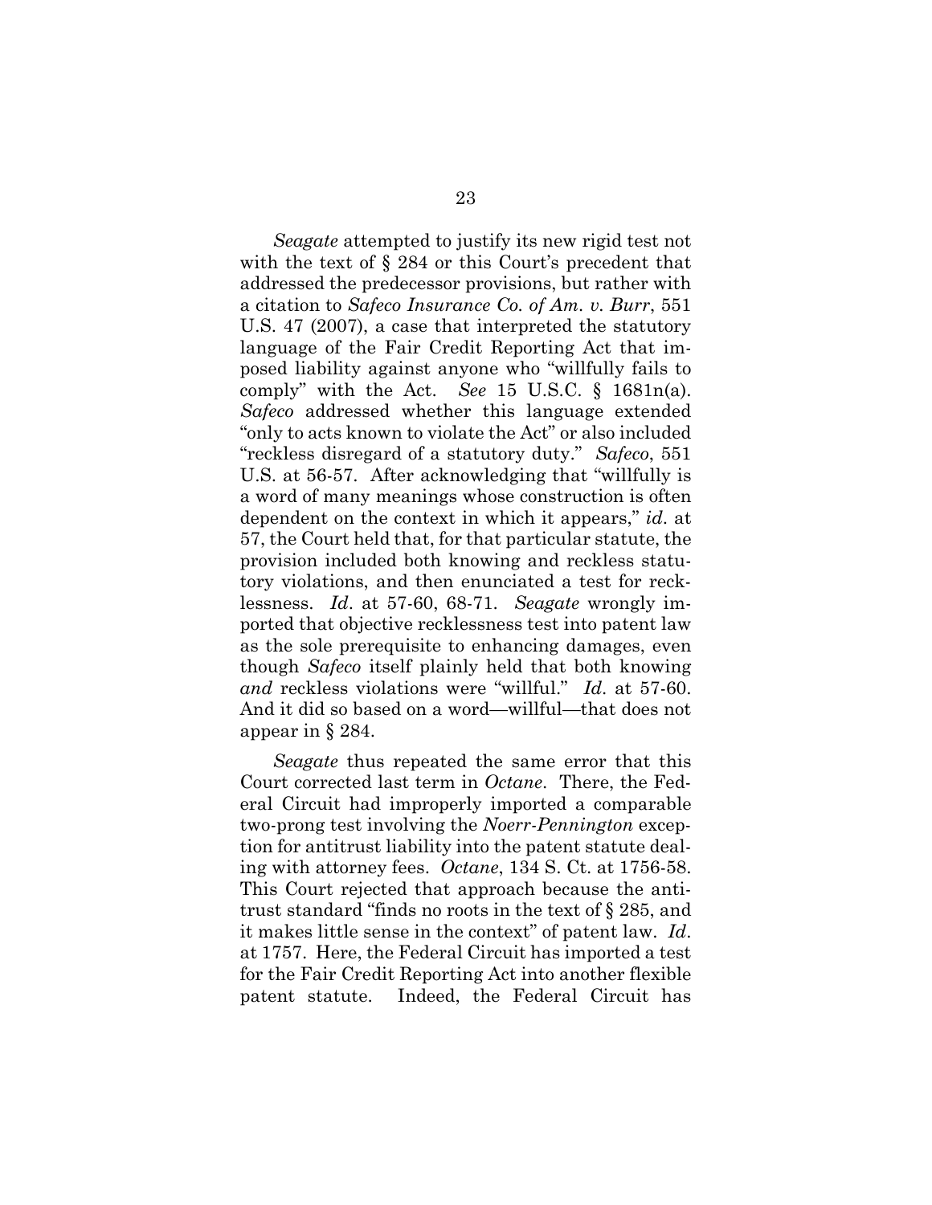*Seagate* attempted to justify its new rigid test not with the text of § 284 or this Court's precedent that addressed the predecessor provisions, but rather with a citation to *Safeco Insurance Co. of Am. v. Burr*, 551 U.S. 47 (2007), a case that interpreted the statutory language of the Fair Credit Reporting Act that imposed liability against anyone who "willfully fails to comply" with the Act. *See* 15 U.S.C. § 1681n(a). *Safeco* addressed whether this language extended "only to acts known to violate the Act" or also included "reckless disregard of a statutory duty." *Safeco*, 551 U.S. at 56-57. After acknowledging that "willfully is a word of many meanings whose construction is often dependent on the context in which it appears," *id*. at 57, the Court held that, for that particular statute, the provision included both knowing and reckless statutory violations, and then enunciated a test for recklessness. *Id*. at 57-60, 68-71. *Seagate* wrongly imported that objective recklessness test into patent law as the sole prerequisite to enhancing damages, even though *Safeco* itself plainly held that both knowing *and* reckless violations were "willful." *Id*. at 57-60. And it did so based on a word—willful—that does not appear in § 284.

*Seagate* thus repeated the same error that this Court corrected last term in *Octane*. There, the Federal Circuit had improperly imported a comparable two-prong test involving the *Noerr-Pennington* exception for antitrust liability into the patent statute dealing with attorney fees. *Octane*, 134 S. Ct. at 1756-58. This Court rejected that approach because the antitrust standard "finds no roots in the text of § 285, and it makes little sense in the context" of patent law. *Id*. at 1757. Here, the Federal Circuit has imported a test for the Fair Credit Reporting Act into another flexible patent statute. Indeed, the Federal Circuit has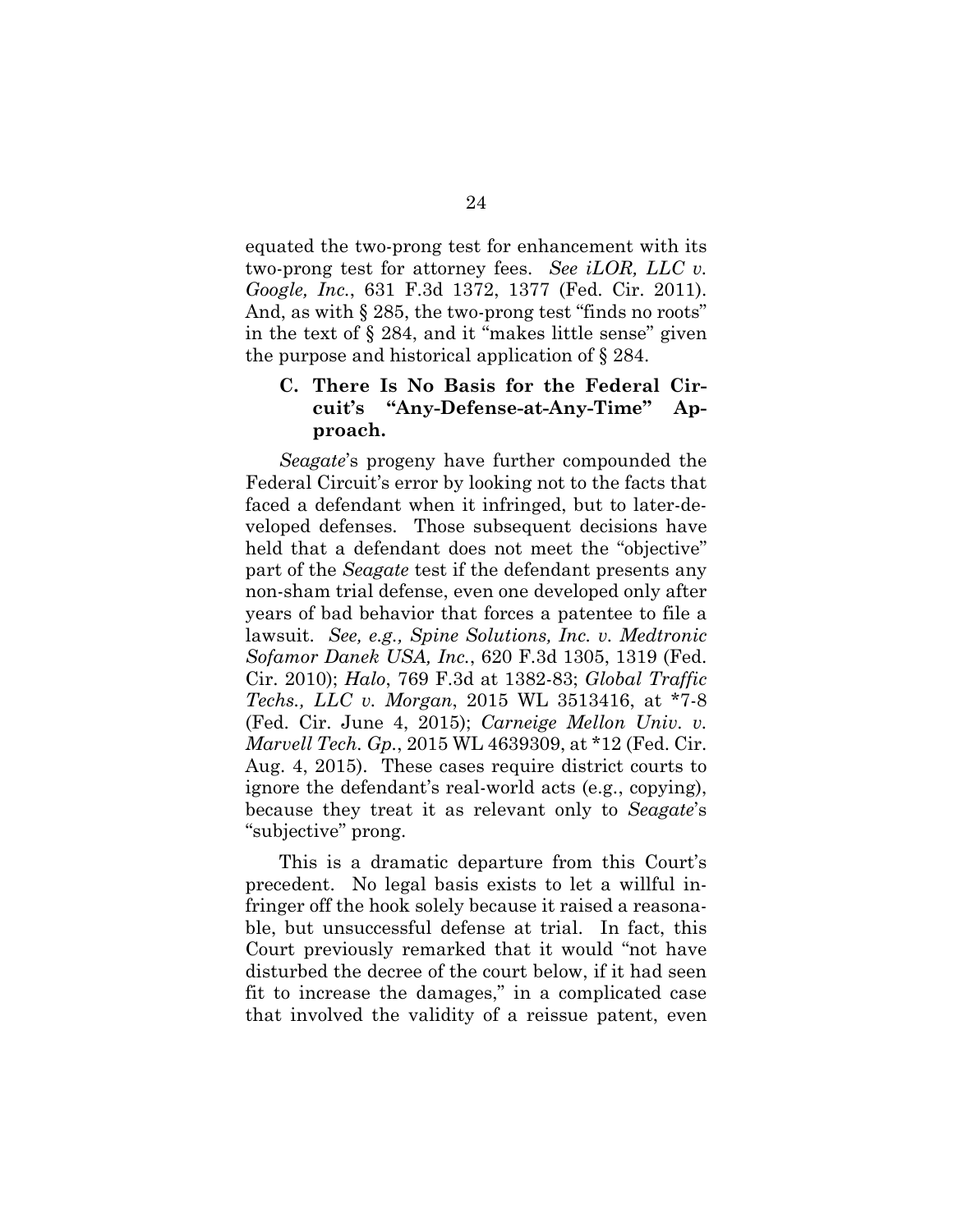equated the two-prong test for enhancement with its two-prong test for attorney fees. *See iLOR, LLC v. Google, Inc.*, 631 F.3d 1372, 1377 (Fed. Cir. 2011). And, as with § 285, the two-prong test "finds no roots" in the text of § 284, and it "makes little sense" given the purpose and historical application of § 284.

### C. There Is No Basis for the Federal Circuit's "Any-Defense-at-Any-Time" Approach.

*Seagate*'s progeny have further compounded the Federal Circuit's error by looking not to the facts that faced a defendant when it infringed, but to later-developed defenses. Those subsequent decisions have held that a defendant does not meet the "objective" part of the *Seagate* test if the defendant presents any non-sham trial defense, even one developed only after years of bad behavior that forces a patentee to file a lawsuit. *See, e.g., Spine Solutions, Inc. v. Medtronic Sofamor Danek USA, Inc.*, 620 F.3d 1305, 1319 (Fed. Cir. 2010); *Halo*, 769 F.3d at 1382-83; *Global Traffic Techs., LLC v. Morgan*, 2015 WL 3513416, at *7-8 (Fed. Cir. June 4, 2015); *Carneige Mellon Univ. v. Marvell Tech. Gp.*, 2015 WL 4639309, at *12 (Fed. Cir. Aug. 4, 2015). These cases require district courts to ignore the defendant's real-world acts (e.g., copying), because they treat it as relevant only to *Seagate*'s "subjective" prong.

This is a dramatic departure from this Court's precedent. No legal basis exists to let a willful infringer off the hook solely because it raised a reasonable, but unsuccessful defense at trial. In fact, this Court previously remarked that it would "not have disturbed the decree of the court below, if it had seen fit to increase the damages," in a complicated case that involved the validity of a reissue patent, even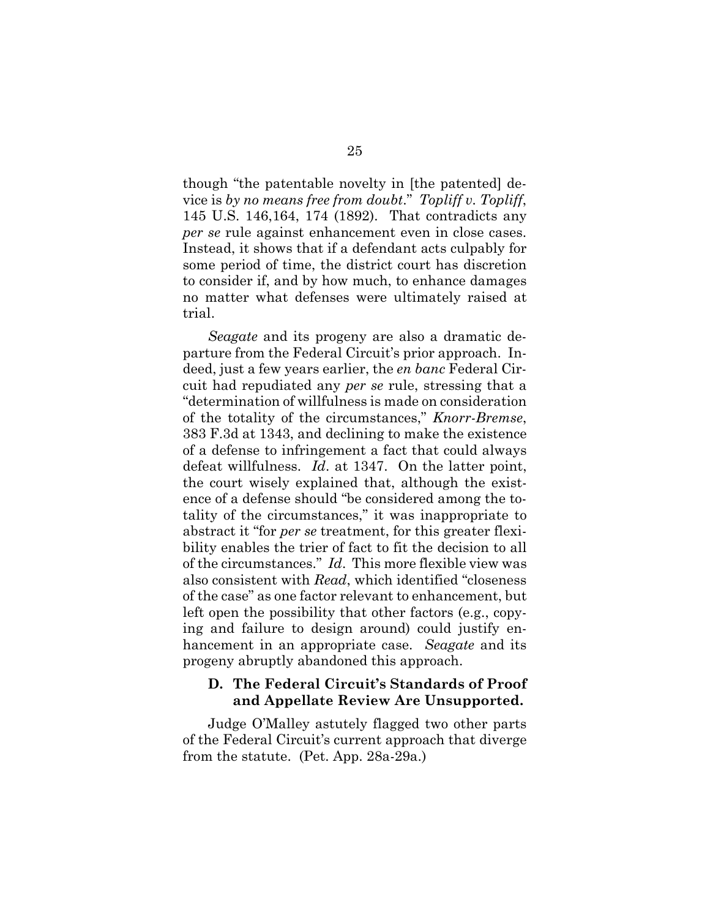though "the patentable novelty in [the patented] device is *by no means free from doubt*." *Topliff v. Topliff*, 145 U.S. 146,164, 174 (1892). That contradicts any *per se* rule against enhancement even in close cases. Instead, it shows that if a defendant acts culpably for some period of time, the district court has discretion to consider if, and by how much, to enhance damages no matter what defenses were ultimately raised at trial.

*Seagate* and its progeny are also a dramatic departure from the Federal Circuit's prior approach. Indeed, just a few years earlier, the *en banc* Federal Circuit had repudiated any *per se* rule, stressing that a "determination of willfulness is made on consideration of the totality of the circumstances," *Knorr-Bremse*, 383 F.3d at 1343, and declining to make the existence of a defense to infringement a fact that could always defeat willfulness. *Id*. at 1347. On the latter point, the court wisely explained that, although the existence of a defense should "be considered among the totality of the circumstances," it was inappropriate to abstract it "for *per se* treatment, for this greater flexibility enables the trier of fact to fit the decision to all of the circumstances." *Id*. This more flexible view was also consistent with *Read*, which identified "closeness of the case" as one factor relevant to enhancement, but left open the possibility that other factors (e.g., copying and failure to design around) could justify enhancement in an appropriate case. *Seagate* and its progeny abruptly abandoned this approach.

### D. The Federal Circuit's Standards of Proof and Appellate Review Are Unsupported.

Judge O'Malley astutely flagged two other parts of the Federal Circuit's current approach that diverge from the statute. (Pet. App. 28a-29a.)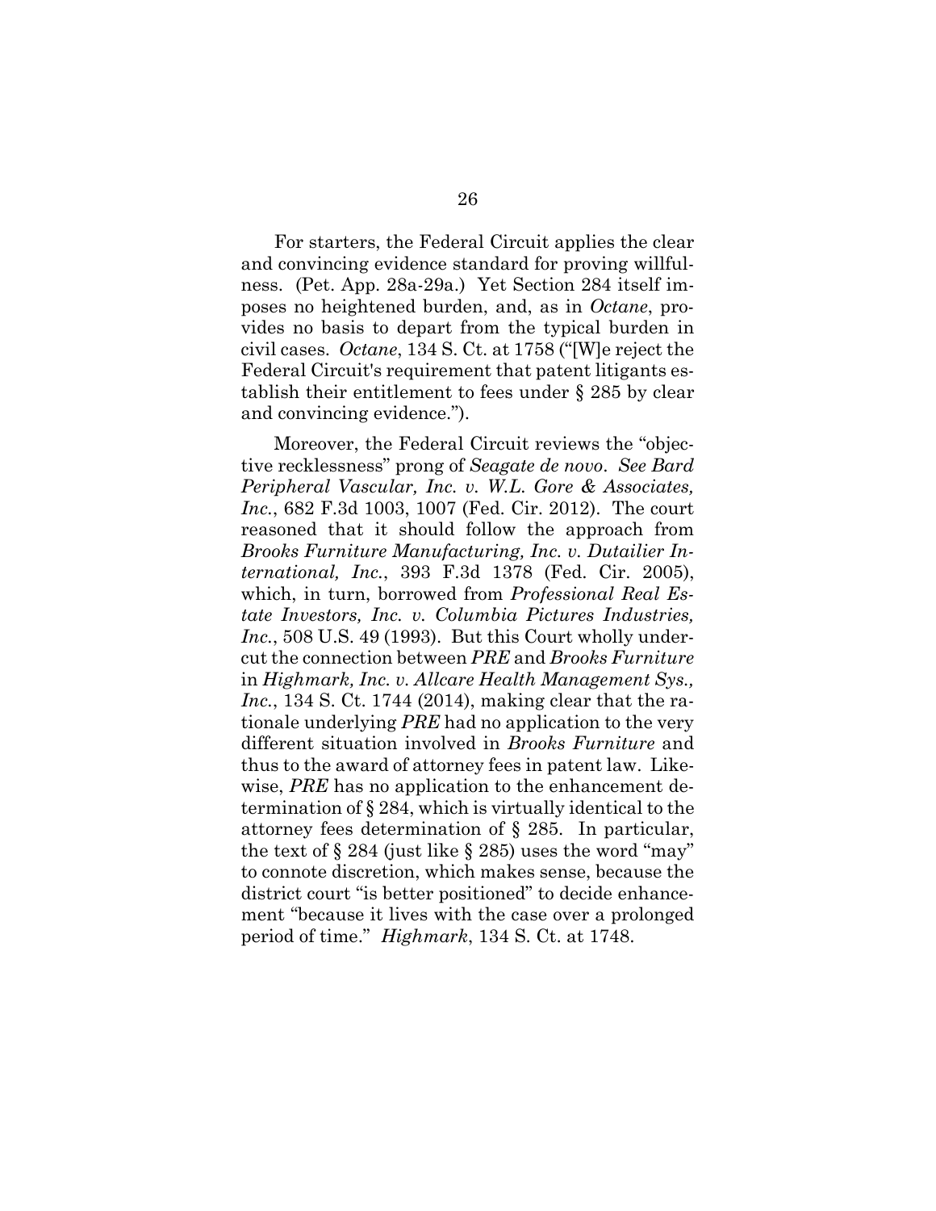For starters, the Federal Circuit applies the clear and convincing evidence standard for proving willfulness. (Pet. App. 28a-29a.) Yet Section 284 itself imposes no heightened burden, and, as in *Octane*, provides no basis to depart from the typical burden in civil cases. *Octane*, 134 S. Ct. at 1758 ("[W]e reject the Federal Circuit's requirement that patent litigants establish their entitlement to fees under § 285 by clear and convincing evidence.").

Moreover, the Federal Circuit reviews the "objective recklessness" prong of *Seagate de novo*. *See Bard Peripheral Vascular, Inc. v. W.L. Gore & Associates, Inc.*, 682 F.3d 1003, 1007 (Fed. Cir. 2012). The court reasoned that it should follow the approach from *Brooks Furniture Manufacturing, Inc. v. Dutailier International, Inc.*, 393 F.3d 1378 (Fed. Cir. 2005), which, in turn, borrowed from *Professional Real Estate Investors, Inc. v. Columbia Pictures Industries, Inc.*, 508 U.S. 49 (1993). But this Court wholly undercut the connection between *PRE* and *Brooks Furniture* in *Highmark, Inc. v. Allcare Health Management Sys., Inc.*, 134 S. Ct. 1744 (2014), making clear that the rationale underlying *PRE* had no application to the very different situation involved in *Brooks Furniture* and thus to the award of attorney fees in patent law. Likewise, *PRE* has no application to the enhancement determination of § 284, which is virtually identical to the attorney fees determination of § 285. In particular, the text of § 284 (just like § 285) uses the word "may" to connote discretion, which makes sense, because the district court "is better positioned" to decide enhancement "because it lives with the case over a prolonged period of time." *Highmark*, 134 S. Ct. at 1748.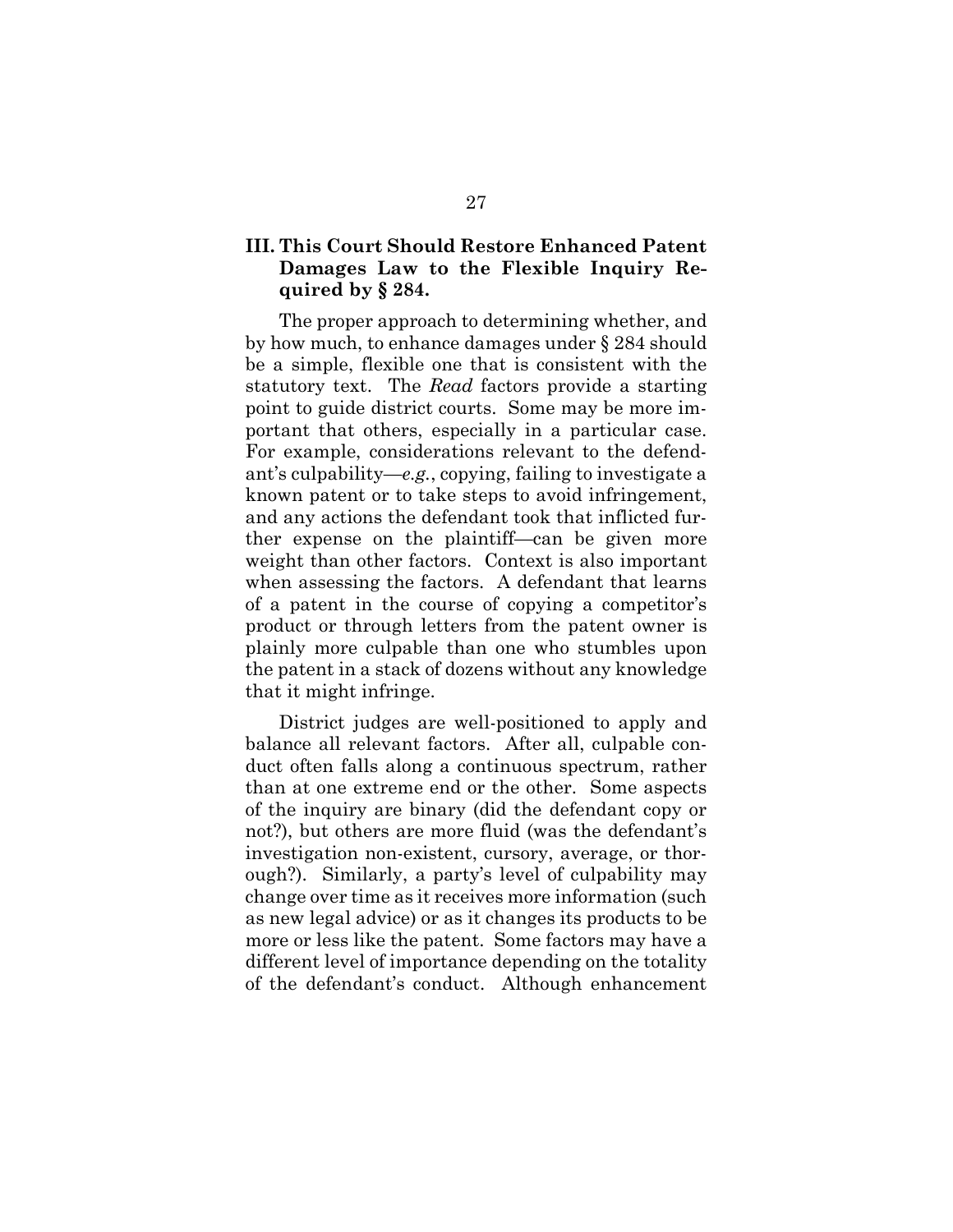## III. This Court Should Restore Enhanced Patent Damages Law to the Flexible Inquiry Required by § 284.

The proper approach to determining whether, and by how much, to enhance damages under § 284 should be a simple, flexible one that is consistent with the statutory text. The *Read* factors provide a starting point to guide district courts. Some may be more important that others, especially in a particular case. For example, considerations relevant to the defendant's culpability—*e.g.*, copying, failing to investigate a known patent or to take steps to avoid infringement, and any actions the defendant took that inflicted further expense on the plaintiff—can be given more weight than other factors. Context is also important when assessing the factors. A defendant that learns of a patent in the course of copying a competitor's product or through letters from the patent owner is plainly more culpable than one who stumbles upon the patent in a stack of dozens without any knowledge that it might infringe.

District judges are well-positioned to apply and balance all relevant factors. After all, culpable conduct often falls along a continuous spectrum, rather than at one extreme end or the other. Some aspects of the inquiry are binary (did the defendant copy or not?), but others are more fluid (was the defendant's investigation non-existent, cursory, average, or thorough?). Similarly, a party's level of culpability may change over time as it receives more information (such as new legal advice) or as it changes its products to be more or less like the patent. Some factors may have a different level of importance depending on the totality of the defendant's conduct. Although enhancement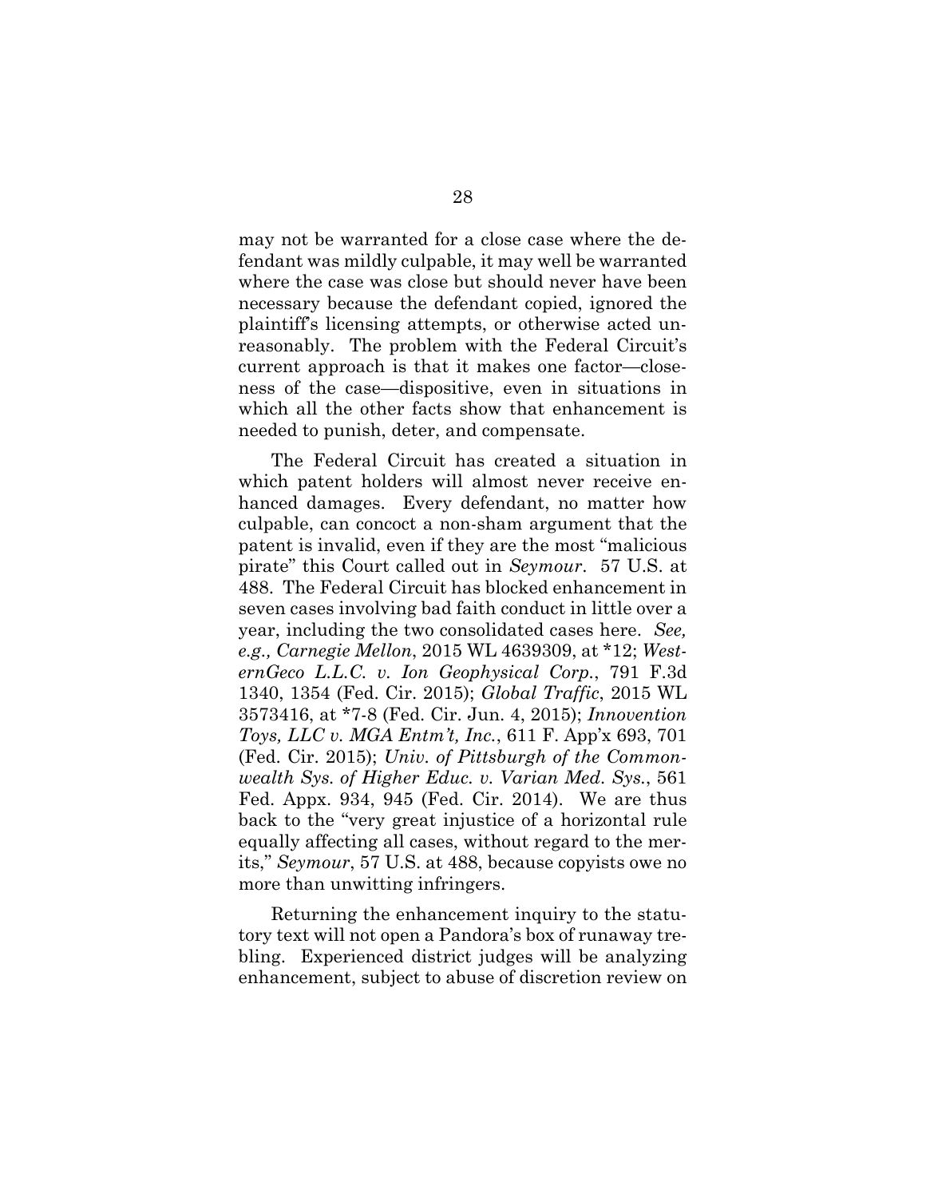may not be warranted for a close case where the defendant was mildly culpable, it may well be warranted where the case was close but should never have been necessary because the defendant copied, ignored the plaintiff's licensing attempts, or otherwise acted unreasonably. The problem with the Federal Circuit's current approach is that it makes one factor—closeness of the case—dispositive, even in situations in which all the other facts show that enhancement is needed to punish, deter, and compensate.

The Federal Circuit has created a situation in which patent holders will almost never receive enhanced damages. Every defendant, no matter how culpable, can concoct a non-sham argument that the patent is invalid, even if they are the most "malicious pirate" this Court called out in *Seymour*. 57 U.S. at 488. The Federal Circuit has blocked enhancement in seven cases involving bad faith conduct in little over a year, including the two consolidated cases here. *See, e.g., Carnegie Mellon*, 2015 WL 4639309, at *12; *WesternGeco L.L.C. v. Ion Geophysical Corp.*, 791 F.3d 1340, 1354 (Fed. Cir. 2015); *Global Traffic*, 2015 WL 3573416, at *7-8 (Fed. Cir. Jun. 4, 2015); *Innovention Toys, LLC v. MGA Entm't, Inc.*, 611 F. App'x 693, 701 (Fed. Cir. 2015); *Univ. of Pittsburgh of the Commonwealth Sys. of Higher Educ. v. Varian Med. Sys.*, 561 Fed. Appx. 934, 945 (Fed. Cir. 2014). We are thus back to the "very great injustice of a horizontal rule equally affecting all cases, without regard to the merits," *Seymour*, 57 U.S. at 488, because copyists owe no more than unwitting infringers.

Returning the enhancement inquiry to the statutory text will not open a Pandora's box of runaway trebling. Experienced district judges will be analyzing enhancement, subject to abuse of discretion review on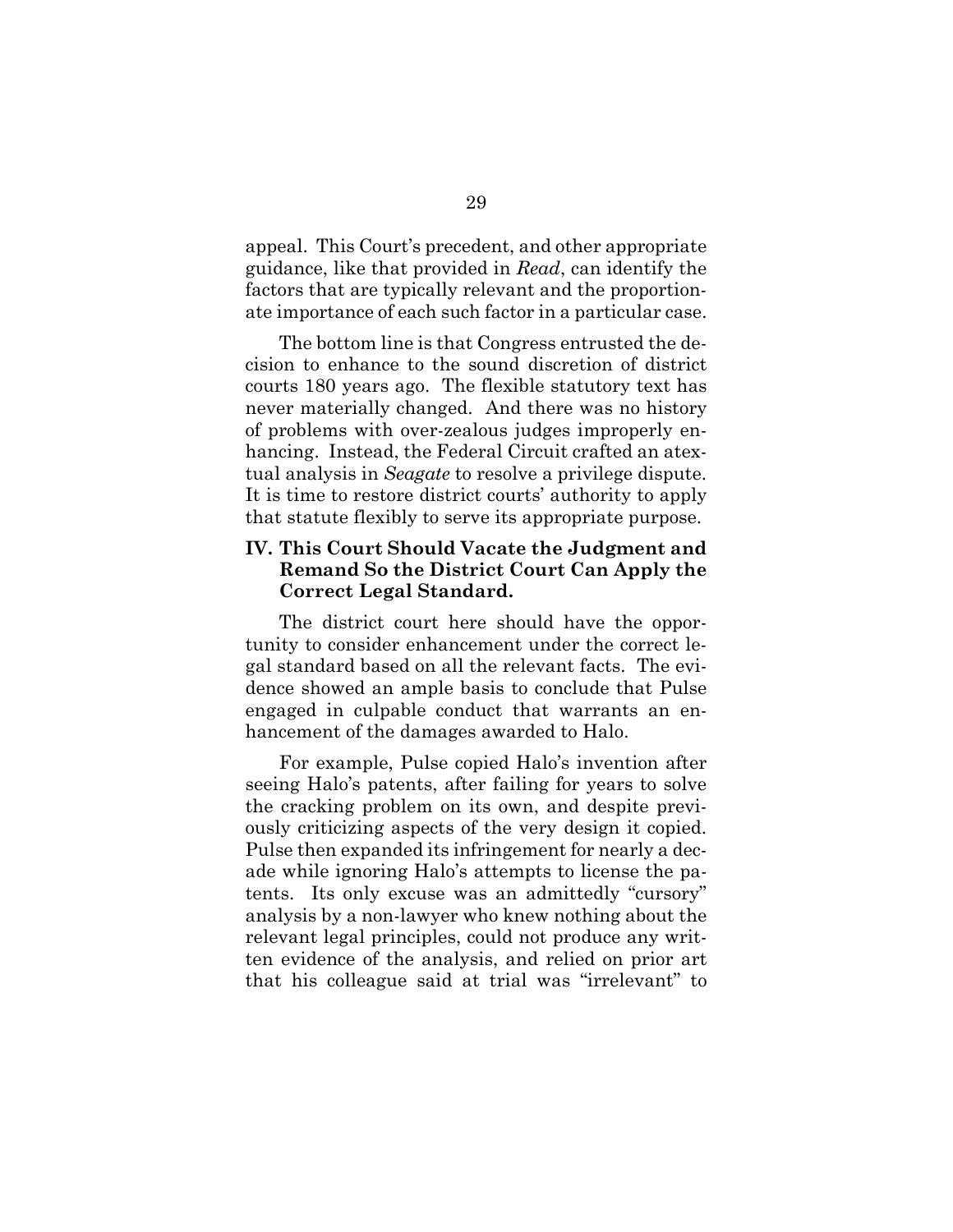appeal. This Court's precedent, and other appropriate guidance, like that provided in *Read*, can identify the factors that are typically relevant and the proportionate importance of each such factor in a particular case.

The bottom line is that Congress entrusted the decision to enhance to the sound discretion of district courts 180 years ago. The flexible statutory text has never materially changed. And there was no history of problems with over-zealous judges improperly enhancing. Instead, the Federal Circuit crafted an atextual analysis in *Seagate* to resolve a privilege dispute. It is time to restore district courts' authority to apply that statute flexibly to serve its appropriate purpose.

## IV. This Court Should Vacate the Judgment and Remand So the District Court Can Apply the Correct Legal Standard.

The district court here should have the opportunity to consider enhancement under the correct legal standard based on all the relevant facts. The evidence showed an ample basis to conclude that Pulse engaged in culpable conduct that warrants an enhancement of the damages awarded to Halo.

For example, Pulse copied Halo's invention after seeing Halo's patents, after failing for years to solve the cracking problem on its own, and despite previously criticizing aspects of the very design it copied. Pulse then expanded its infringement for nearly a decade while ignoring Halo's attempts to license the patents. Its only excuse was an admittedly "cursory" analysis by a non-lawyer who knew nothing about the relevant legal principles, could not produce any written evidence of the analysis, and relied on prior art that his colleague said at trial was "irrelevant" to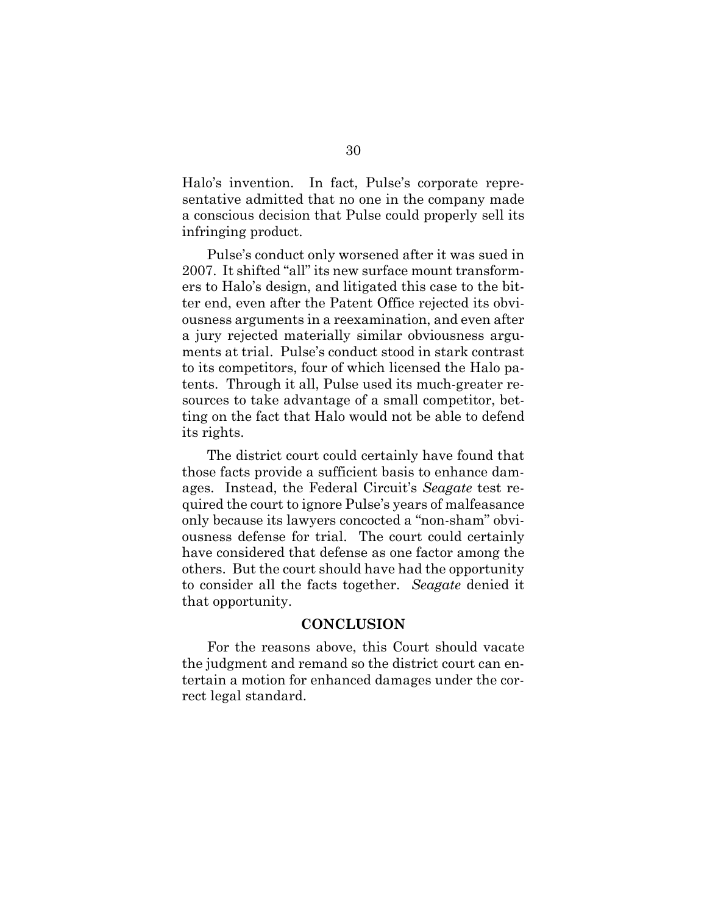Halo's invention. In fact, Pulse's corporate representative admitted that no one in the company made a conscious decision that Pulse could properly sell its infringing product.

Pulse's conduct only worsened after it was sued in 2007. It shifted "all" its new surface mount transformers to Halo's design, and litigated this case to the bitter end, even after the Patent Office rejected its obviousness arguments in a reexamination, and even after a jury rejected materially similar obviousness arguments at trial. Pulse's conduct stood in stark contrast to its competitors, four of which licensed the Halo patents. Through it all, Pulse used its much-greater resources to take advantage of a small competitor, betting on the fact that Halo would not be able to defend its rights.

The district court could certainly have found that those facts provide a sufficient basis to enhance damages. Instead, the Federal Circuit's *Seagate* test required the court to ignore Pulse's years of malfeasance only because its lawyers concocted a "non-sham" obviousness defense for trial. The court could certainly have considered that defense as one factor among the others. But the court should have had the opportunity to consider all the facts together. *Seagate* denied it that opportunity.

## CONCLUSION

For the reasons above, this Court should vacate the judgment and remand so the district court can entertain a motion for enhanced damages under the correct legal standard.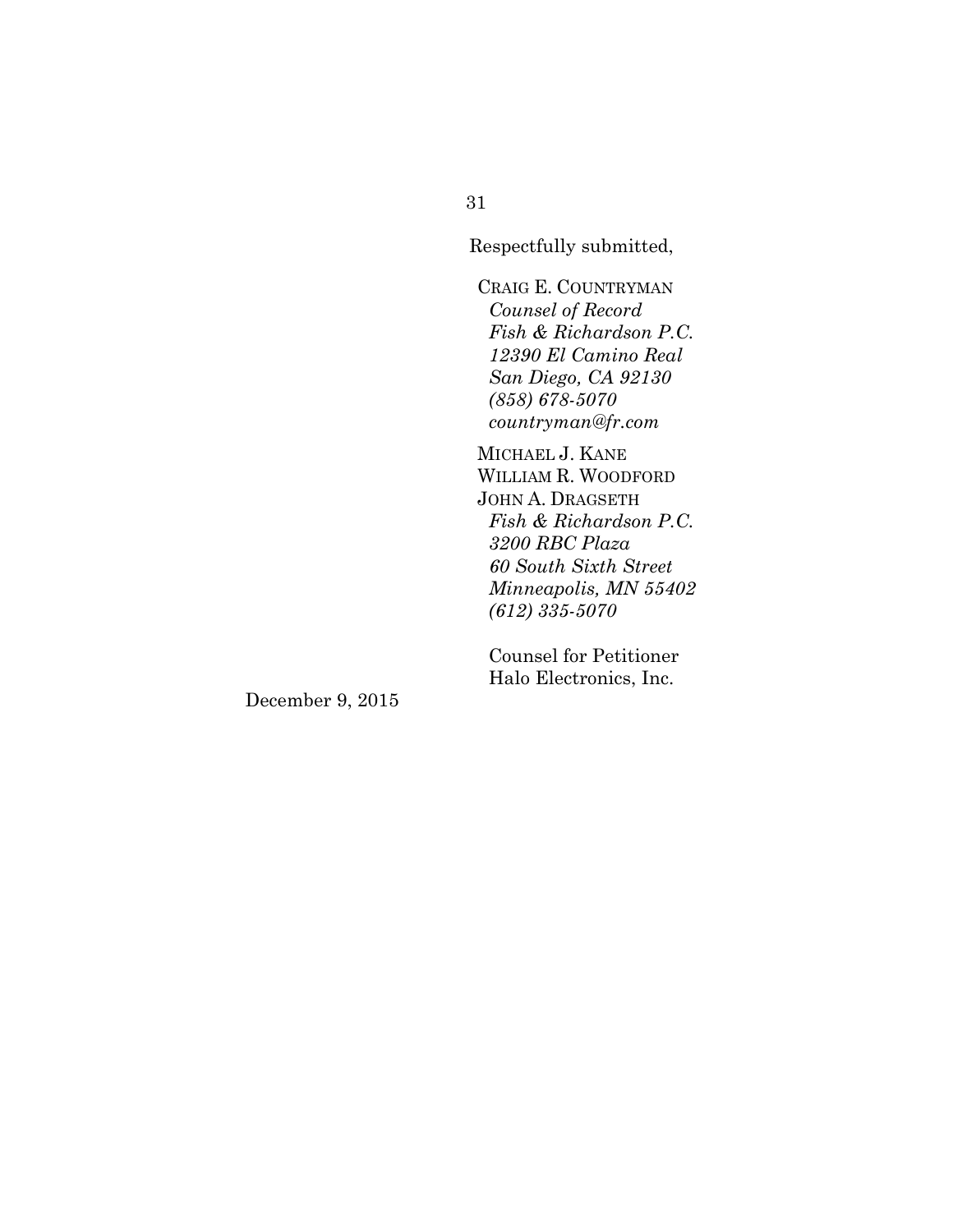Respectfully submitted,

CRAIG E. COUNTRYMAN
*Counsel of Record*
*Fish & Richardson P.C.*
*12390 El Camino Real*
*San Diego, CA 92130*
*(858) 678-5070*
*countryman@fr.com*

MICHAEL J. KANE
WILLIAM R. WOODFORD
JOHN A. DRAGSETH
*Fish & Richardson P.C.*
*3200 RBC Plaza*
*60 South Sixth Street*
*Minneapolis, MN 55402*
*(612) 335-5070*

Counsel for Petitioner
Halo Electronics, Inc.

December 9, 2015